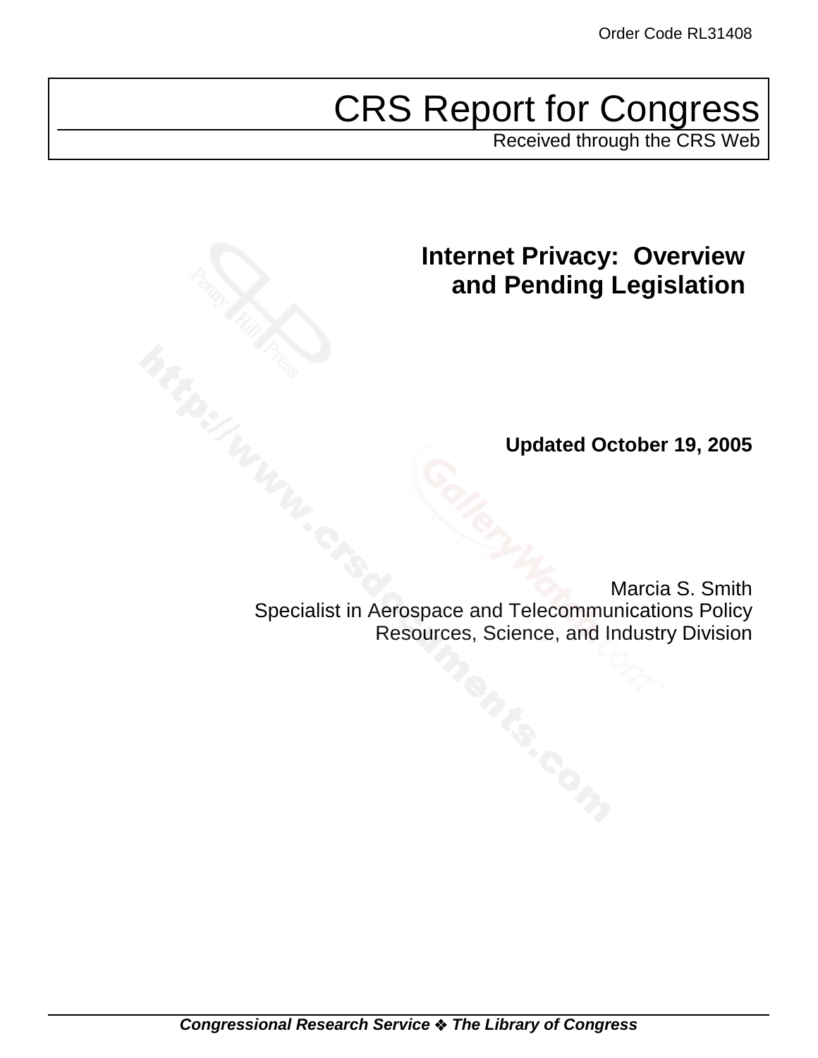Order Code RL31408

# CRS Report for Congress

Received through the CRS Web

## Internet Privacy: Overview and Pending Legislation

**Updated October 19, 2005**

Marcia S. Smith
Specialist in Aerospace and Telecommunications Policy
Resources, Science, and Industry Division

***Congressional Research Service ❖ The Library of Congress***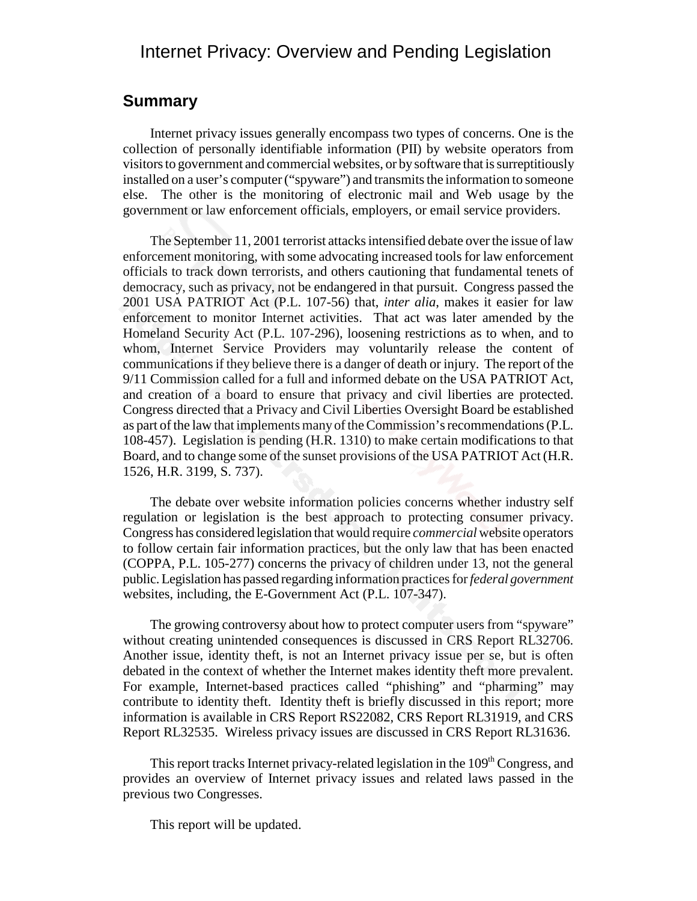# Internet Privacy: Overview and Pending Legislation

## Summary

Internet privacy issues generally encompass two types of concerns. One is the collection of personally identifiable information (PII) by website operators from visitors to government and commercial websites, or by software that is surreptitiously installed on a user's computer ("spyware") and transmits the information to someone else. The other is the monitoring of electronic mail and Web usage by the government or law enforcement officials, employers, or email service providers.

The September 11, 2001 terrorist attacks intensified debate over the issue of law enforcement monitoring, with some advocating increased tools for law enforcement officials to track down terrorists, and others cautioning that fundamental tenets of democracy, such as privacy, not be endangered in that pursuit. Congress passed the 2001 USA PATRIOT Act (P.L. 107-56) that, *inter alia*, makes it easier for law enforcement to monitor Internet activities. That act was later amended by the Homeland Security Act (P.L. 107-296), loosening restrictions as to when, and to whom, Internet Service Providers may voluntarily release the content of communications if they believe there is a danger of death or injury. The report of the 9/11 Commission called for a full and informed debate on the USA PATRIOT Act, and creation of a board to ensure that privacy and civil liberties are protected. Congress directed that a Privacy and Civil Liberties Oversight Board be established as part of the law that implements many of the Commission's recommendations (P.L. 108-457). Legislation is pending (H.R. 1310) to make certain modifications to that Board, and to change some of the sunset provisions of the USA PATRIOT Act (H.R. 1526, H.R. 3199, S. 737).

The debate over website information policies concerns whether industry self regulation or legislation is the best approach to protecting consumer privacy. Congress has considered legislation that would require *commercial* website operators to follow certain fair information practices, but the only law that has been enacted (COPPA, P.L. 105-277) concerns the privacy of children under 13, not the general public. Legislation has passed regarding information practices for *federal government* websites, including, the E-Government Act (P.L. 107-347).

The growing controversy about how to protect computer users from "spyware" without creating unintended consequences is discussed in CRS Report RL32706. Another issue, identity theft, is not an Internet privacy issue per se, but is often debated in the context of whether the Internet makes identity theft more prevalent. For example, Internet-based practices called "phishing" and "pharming" may contribute to identity theft. Identity theft is briefly discussed in this report; more information is available in CRS Report RS22082, CRS Report RL31919, and CRS Report RL32535. Wireless privacy issues are discussed in CRS Report RL31636.

This report tracks Internet privacy-related legislation in the 109th Congress, and provides an overview of Internet privacy issues and related laws passed in the previous two Congresses.

This report will be updated.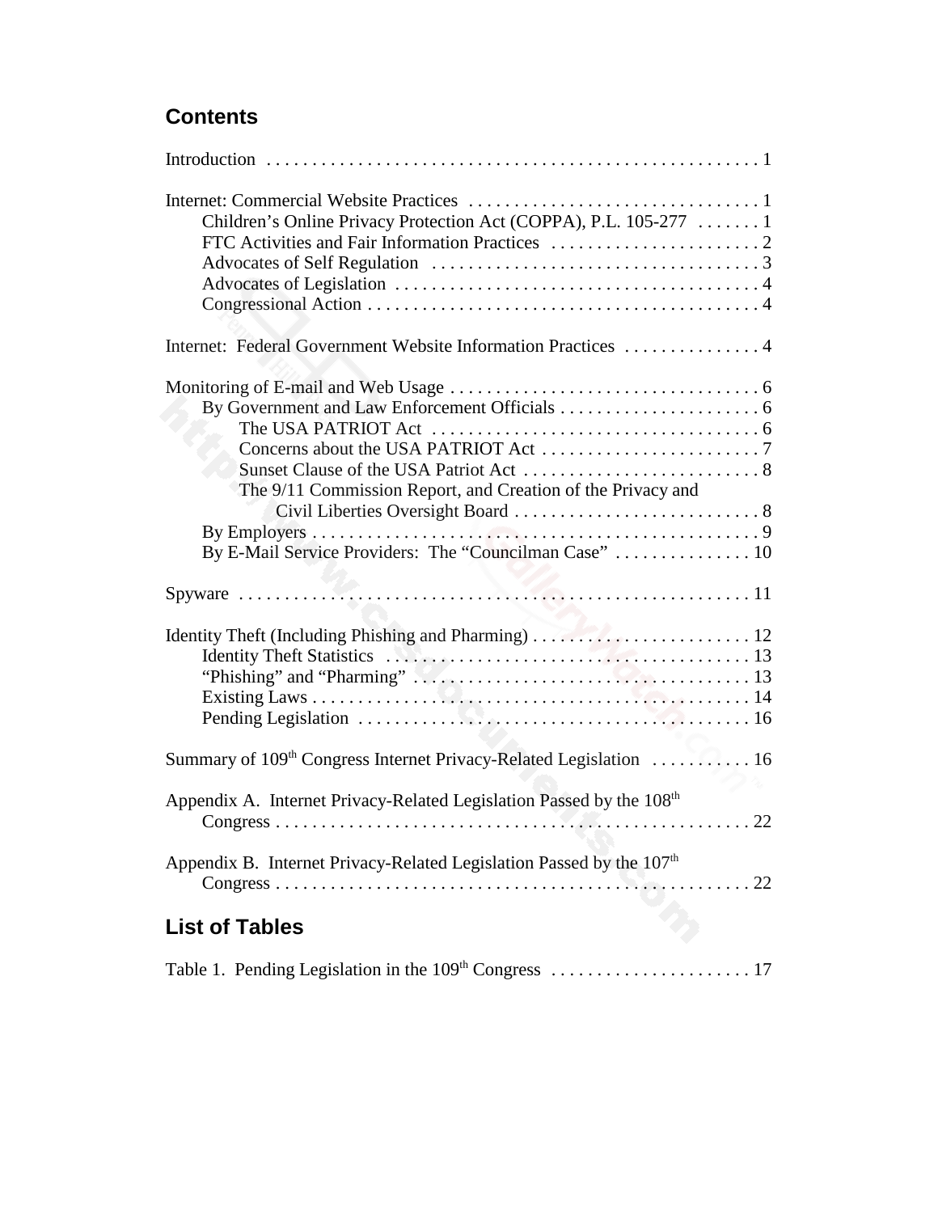## Contents

Introduction . . . . . . . . . . . . . . . . . . . . . . . . . . . . . . . . . . . . . . . . . . . . . . . . . . . . . 1

Internet: Commercial Website Practices . . . . . . . . . . . . . . . . . . . . . . . . . . . . . . . . 1
- Children's Online Privacy Protection Act (COPPA), P.L. 105-277 . . . . . . . 1
- FTC Activities and Fair Information Practices . . . . . . . . . . . . . . . . . . . . . . . 2
- Advocates of Self Regulation . . . . . . . . . . . . . . . . . . . . . . . . . . . . . . . . . . . . 3
- Advocates of Legislation . . . . . . . . . . . . . . . . . . . . . . . . . . . . . . . . . . . . . . . . 4
- Congressional Action . . . . . . . . . . . . . . . . . . . . . . . . . . . . . . . . . . . . . . . . . . . 4

Internet: Federal Government Website Information Practices . . . . . . . . . . . . . . . 4

Monitoring of E-mail and Web Usage . . . . . . . . . . . . . . . . . . . . . . . . . . . . . . . . . . . 6
- By Government and Law Enforcement Officials . . . . . . . . . . . . . . . . . . . . . . . 6
  - The USA PATRIOT Act . . . . . . . . . . . . . . . . . . . . . . . . . . . . . . . . . . . . 6
  - Concerns about the USA PATRIOT Act . . . . . . . . . . . . . . . . . . . . . . . . . 7
  - Sunset Clause of the USA Patriot Act . . . . . . . . . . . . . . . . . . . . . . . . . . 8
  - The 9/11 Commission Report, and Creation of the Privacy and Civil Liberties Oversight Board . . . . . . . . . . . . . . . . . . . . . . . . . . . 8
- By Employers . . . . . . . . . . . . . . . . . . . . . . . . . . . . . . . . . . . . . . . . . . . . . . . . . 9
- By E-Mail Service Providers: The "Councilman Case" . . . . . . . . . . . . . . . 10

Spyware . . . . . . . . . . . . . . . . . . . . . . . . . . . . . . . . . . . . . . . . . . . . . . . . . . . . . . . . 11

Identity Theft (Including Phishing and Pharming) . . . . . . . . . . . . . . . . . . . . . . . . 12
- Identity Theft Statistics . . . . . . . . . . . . . . . . . . . . . . . . . . . . . . . . . . . . . . . . 13
- "Phishing" and "Pharming" . . . . . . . . . . . . . . . . . . . . . . . . . . . . . . . . . . . . . 13
- Existing Laws . . . . . . . . . . . . . . . . . . . . . . . . . . . . . . . . . . . . . . . . . . . . . . . . 14
- Pending Legislation . . . . . . . . . . . . . . . . . . . . . . . . . . . . . . . . . . . . . . . . . . . 16

Summary of 109th Congress Internet Privacy-Related Legislation . . . . . . . . . . . 16

Appendix A. Internet Privacy-Related Legislation Passed by the 108th Congress . . . . . . . . . . . . . . . . . . . . . . . . . . . . . . . . . . . . . . . . . . . . . . . . . . . . . 22

Appendix B. Internet Privacy-Related Legislation Passed by the 107th Congress . . . . . . . . . . . . . . . . . . . . . . . . . . . . . . . . . . . . . . . . . . . . . . . . . . . . . 22

## List of Tables

Table 1. Pending Legislation in the 109th Congress . . . . . . . . . . . . . . . . . . . . . . . 17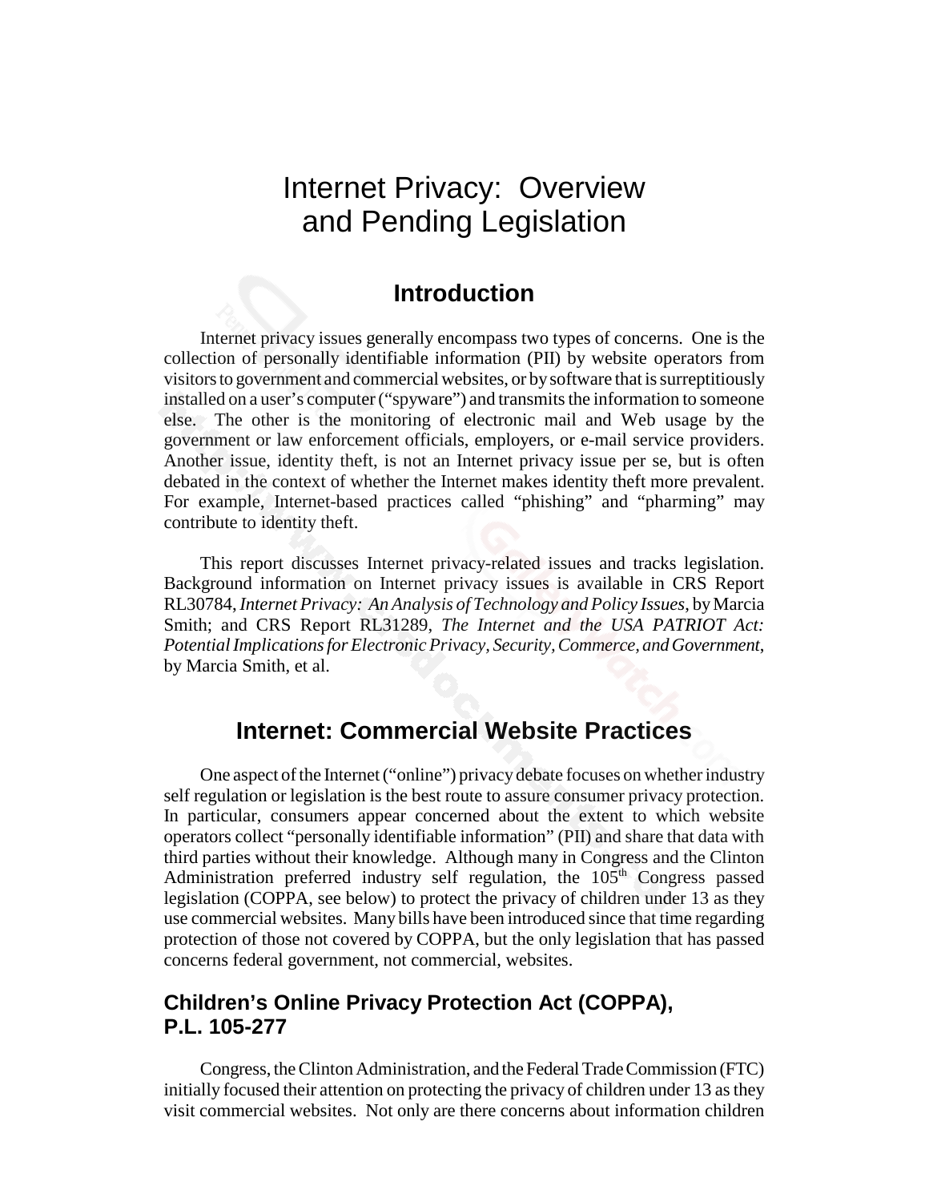# Internet Privacy: Overview and Pending Legislation

## Introduction

Internet privacy issues generally encompass two types of concerns. One is the collection of personally identifiable information (PII) by website operators from visitors to government and commercial websites, or by software that is surreptitiously installed on a user's computer ("spyware") and transmits the information to someone else. The other is the monitoring of electronic mail and Web usage by the government or law enforcement officials, employers, or e-mail service providers. Another issue, identity theft, is not an Internet privacy issue per se, but is often debated in the context of whether the Internet makes identity theft more prevalent. For example, Internet-based practices called "phishing" and "pharming" may contribute to identity theft.

This report discusses Internet privacy-related issues and tracks legislation. Background information on Internet privacy issues is available in CRS Report RL30784, *Internet Privacy: An Analysis of Technology and Policy Issues*, by Marcia Smith; and CRS Report RL31289, *The Internet and the USA PATRIOT Act: Potential Implications for Electronic Privacy, Security, Commerce, and Government*, by Marcia Smith, et al.

## Internet: Commercial Website Practices

One aspect of the Internet ("online") privacy debate focuses on whether industry self regulation or legislation is the best route to assure consumer privacy protection. In particular, consumers appear concerned about the extent to which website operators collect "personally identifiable information" (PII) and share that data with third parties without their knowledge. Although many in Congress and the Clinton Administration preferred industry self regulation, the 105th Congress passed legislation (COPPA, see below) to protect the privacy of children under 13 as they use commercial websites. Many bills have been introduced since that time regarding protection of those not covered by COPPA, but the only legislation that has passed concerns federal government, not commercial, websites.

### Children's Online Privacy Protection Act (COPPA), P.L. 105-277

Congress, the Clinton Administration, and the Federal Trade Commission (FTC) initially focused their attention on protecting the privacy of children under 13 as they visit commercial websites. Not only are there concerns about information children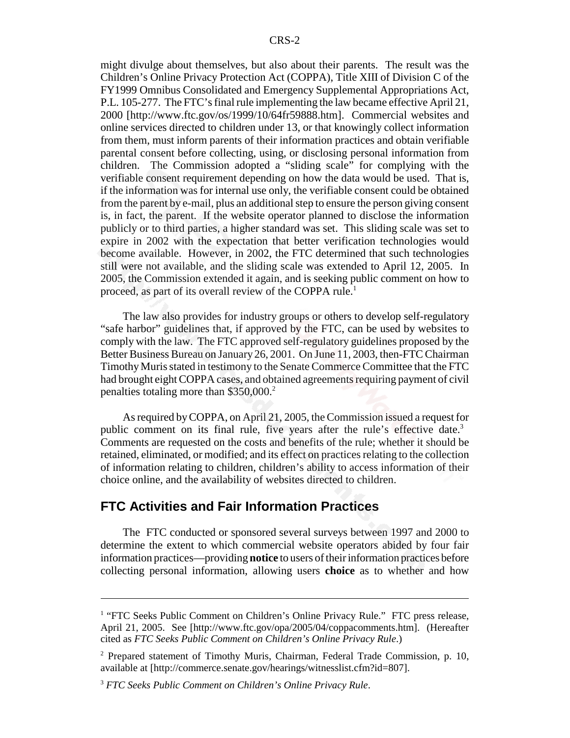might divulge about themselves, but also about their parents. The result was the Children's Online Privacy Protection Act (COPPA), Title XIII of Division C of the FY1999 Omnibus Consolidated and Emergency Supplemental Appropriations Act, P.L. 105-277. The FTC's final rule implementing the law became effective April 21, 2000 [http://www.ftc.gov/os/1999/10/64fr59888.htm]. Commercial websites and online services directed to children under 13, or that knowingly collect information from them, must inform parents of their information practices and obtain verifiable parental consent before collecting, using, or disclosing personal information from children. The Commission adopted a "sliding scale" for complying with the verifiable consent requirement depending on how the data would be used. That is, if the information was for internal use only, the verifiable consent could be obtained from the parent by e-mail, plus an additional step to ensure the person giving consent is, in fact, the parent. If the website operator planned to disclose the information publicly or to third parties, a higher standard was set. This sliding scale was set to expire in 2002 with the expectation that better verification technologies would become available. However, in 2002, the FTC determined that such technologies still were not available, and the sliding scale was extended to April 12, 2005. In 2005, the Commission extended it again, and is seeking public comment on how to proceed, as part of its overall review of the COPPA rule.[1]

The law also provides for industry groups or others to develop self-regulatory "safe harbor" guidelines that, if approved by the FTC, can be used by websites to comply with the law. The FTC approved self-regulatory guidelines proposed by the Better Business Bureau on January 26, 2001. On June 11, 2003, then-FTC Chairman Timothy Muris stated in testimony to the Senate Commerce Committee that the FTC had brought eight COPPA cases, and obtained agreements requiring payment of civil penalties totaling more than $350,000.[2]

As required by COPPA, on April 21, 2005, the Commission issued a request for public comment on its final rule, five years after the rule's effective date.[3] Comments are requested on the costs and benefits of the rule; whether it should be retained, eliminated, or modified; and its effect on practices relating to the collection of information relating to children, children's ability to access information of their choice online, and the availability of websites directed to children.

## FTC Activities and Fair Information Practices

The FTC conducted or sponsored several surveys between 1997 and 2000 to determine the extent to which commercial website operators abided by four fair information practices—providing **notice** to users of their information practices before collecting personal information, allowing users **choice** as to whether and how

---

[1] "FTC Seeks Public Comment on Children's Online Privacy Rule." FTC press release, April 21, 2005. See [http://www.ftc.gov/opa/2005/04/coppacomments.htm]. (Hereafter cited as *FTC Seeks Public Comment on Children's Online Privacy Rule*.)

[2] Prepared statement of Timothy Muris, Chairman, Federal Trade Commission, p. 10, available at [http://commerce.senate.gov/hearings/witnesslist.cfm?id=807].

[3] *FTC Seeks Public Comment on Children's Online Privacy Rule*.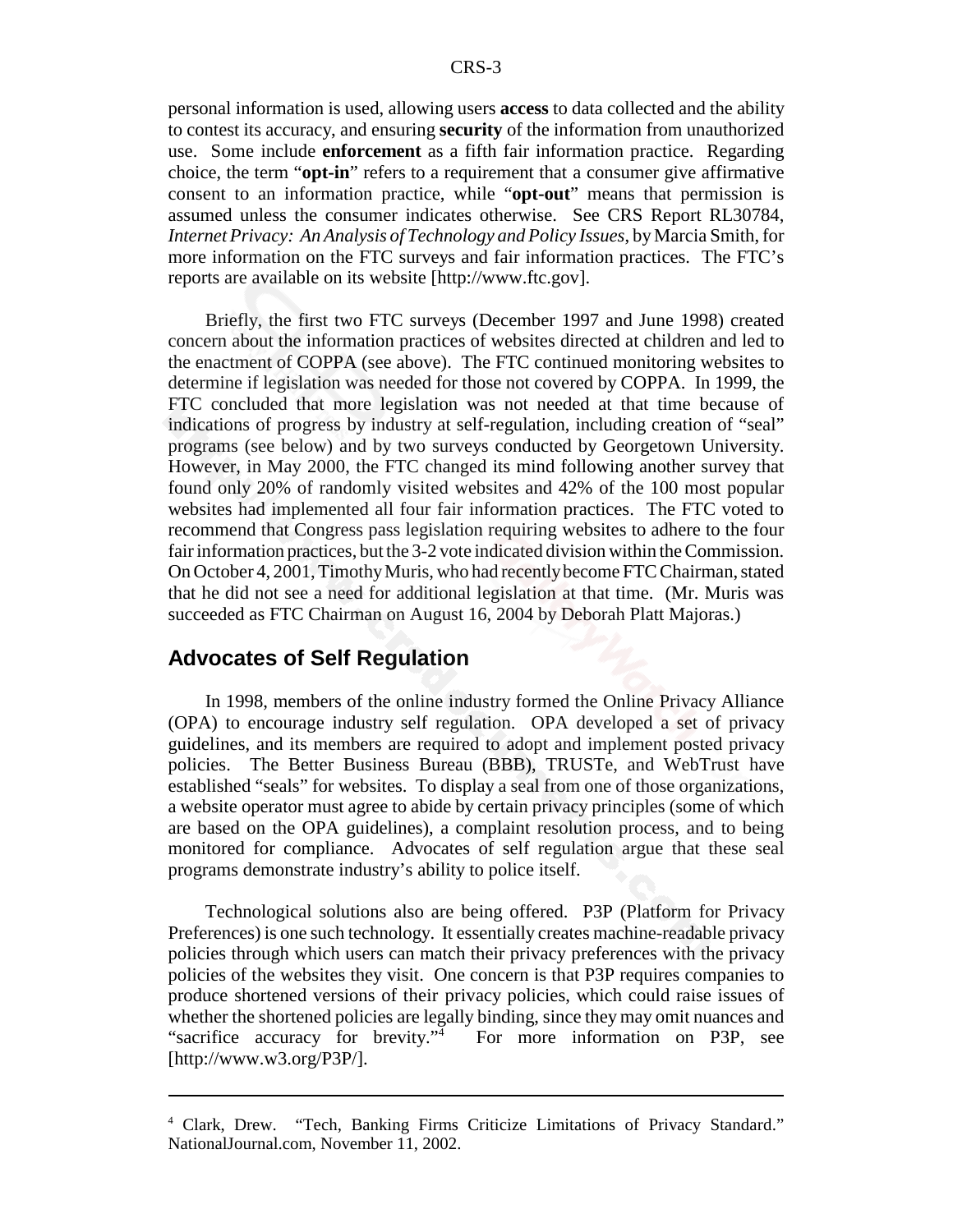personal information is used, allowing users **access** to data collected and the ability to contest its accuracy, and ensuring **security** of the information from unauthorized use. Some include **enforcement** as a fifth fair information practice. Regarding choice, the term "**opt-in**" refers to a requirement that a consumer give affirmative consent to an information practice, while "**opt-out**" means that permission is assumed unless the consumer indicates otherwise. See CRS Report RL30784, *Internet Privacy: An Analysis of Technology and Policy Issues*, by Marcia Smith, for more information on the FTC surveys and fair information practices. The FTC's reports are available on its website [http://www.ftc.gov].

Briefly, the first two FTC surveys (December 1997 and June 1998) created concern about the information practices of websites directed at children and led to the enactment of COPPA (see above). The FTC continued monitoring websites to determine if legislation was needed for those not covered by COPPA. In 1999, the FTC concluded that more legislation was not needed at that time because of indications of progress by industry at self-regulation, including creation of "seal" programs (see below) and by two surveys conducted by Georgetown University. However, in May 2000, the FTC changed its mind following another survey that found only 20% of randomly visited websites and 42% of the 100 most popular websites had implemented all four fair information practices. The FTC voted to recommend that Congress pass legislation requiring websites to adhere to the four fair information practices, but the 3-2 vote indicated division within the Commission. On October 4, 2001, Timothy Muris, who had recently become FTC Chairman, stated that he did not see a need for additional legislation at that time. (Mr. Muris was succeeded as FTC Chairman on August 16, 2004 by Deborah Platt Majoras.)

## Advocates of Self Regulation

In 1998, members of the online industry formed the Online Privacy Alliance (OPA) to encourage industry self regulation. OPA developed a set of privacy guidelines, and its members are required to adopt and implement posted privacy policies. The Better Business Bureau (BBB), TRUSTe, and WebTrust have established "seals" for websites. To display a seal from one of those organizations, a website operator must agree to abide by certain privacy principles (some of which are based on the OPA guidelines), a complaint resolution process, and to being monitored for compliance. Advocates of self regulation argue that these seal programs demonstrate industry's ability to police itself.

Technological solutions also are being offered. P3P (Platform for Privacy Preferences) is one such technology. It essentially creates machine-readable privacy policies through which users can match their privacy preferences with the privacy policies of the websites they visit. One concern is that P3P requires companies to produce shortened versions of their privacy policies, which could raise issues of whether the shortened policies are legally binding, since they may omit nuances and "sacrifice accuracy for brevity."[4] For more information on P3P, see [http://www.w3.org/P3P/].

---

[4] Clark, Drew. "Tech, Banking Firms Criticize Limitations of Privacy Standard." NationalJournal.com, November 11, 2002.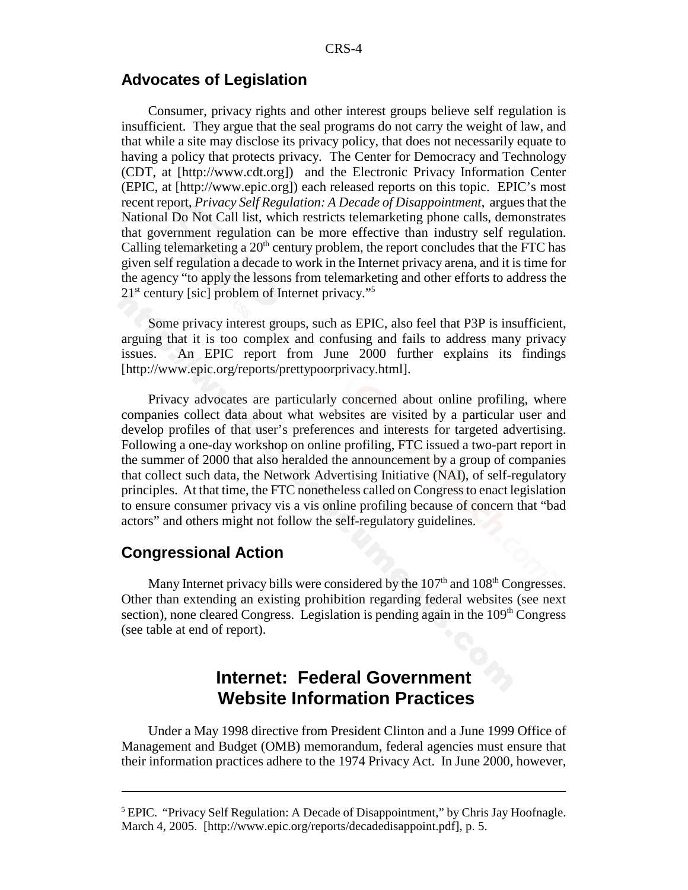## Advocates of Legislation

Consumer, privacy rights and other interest groups believe self regulation is insufficient. They argue that the seal programs do not carry the weight of law, and that while a site may disclose its privacy policy, that does not necessarily equate to having a policy that protects privacy. The Center for Democracy and Technology (CDT, at [http://www.cdt.org]) and the Electronic Privacy Information Center (EPIC, at [http://www.epic.org]) each released reports on this topic. EPIC's most recent report, *Privacy Self Regulation: A Decade of Disappointment*, argues that the National Do Not Call list, which restricts telemarketing phone calls, demonstrates that government regulation can be more effective than industry self regulation. Calling telemarketing a 20th century problem, the report concludes that the FTC has given self regulation a decade to work in the Internet privacy arena, and it is time for the agency "to apply the lessons from telemarketing and other efforts to address the 21st century [sic] problem of Internet privacy."[5]

Some privacy interest groups, such as EPIC, also feel that P3P is insufficient, arguing that it is too complex and confusing and fails to address many privacy issues. An EPIC report from June 2000 further explains its findings [http://www.epic.org/reports/prettypoorprivacy.html].

Privacy advocates are particularly concerned about online profiling, where companies collect data about what websites are visited by a particular user and develop profiles of that user's preferences and interests for targeted advertising. Following a one-day workshop on online profiling, FTC issued a two-part report in the summer of 2000 that also heralded the announcement by a group of companies that collect such data, the Network Advertising Initiative (NAI), of self-regulatory principles. At that time, the FTC nonetheless called on Congress to enact legislation to ensure consumer privacy vis a vis online profiling because of concern that "bad actors" and others might not follow the self-regulatory guidelines.

## Congressional Action

Many Internet privacy bills were considered by the 107th and 108th Congresses. Other than extending an existing prohibition regarding federal websites (see next section), none cleared Congress. Legislation is pending again in the 109th Congress (see table at end of report).

# Internet: Federal Government Website Information Practices

Under a May 1998 directive from President Clinton and a June 1999 Office of Management and Budget (OMB) memorandum, federal agencies must ensure that their information practices adhere to the 1974 Privacy Act. In June 2000, however,

---

[5] EPIC. "Privacy Self Regulation: A Decade of Disappointment," by Chris Jay Hoofnagle. March 4, 2005. [http://www.epic.org/reports/decadedisappoint.pdf], p. 5.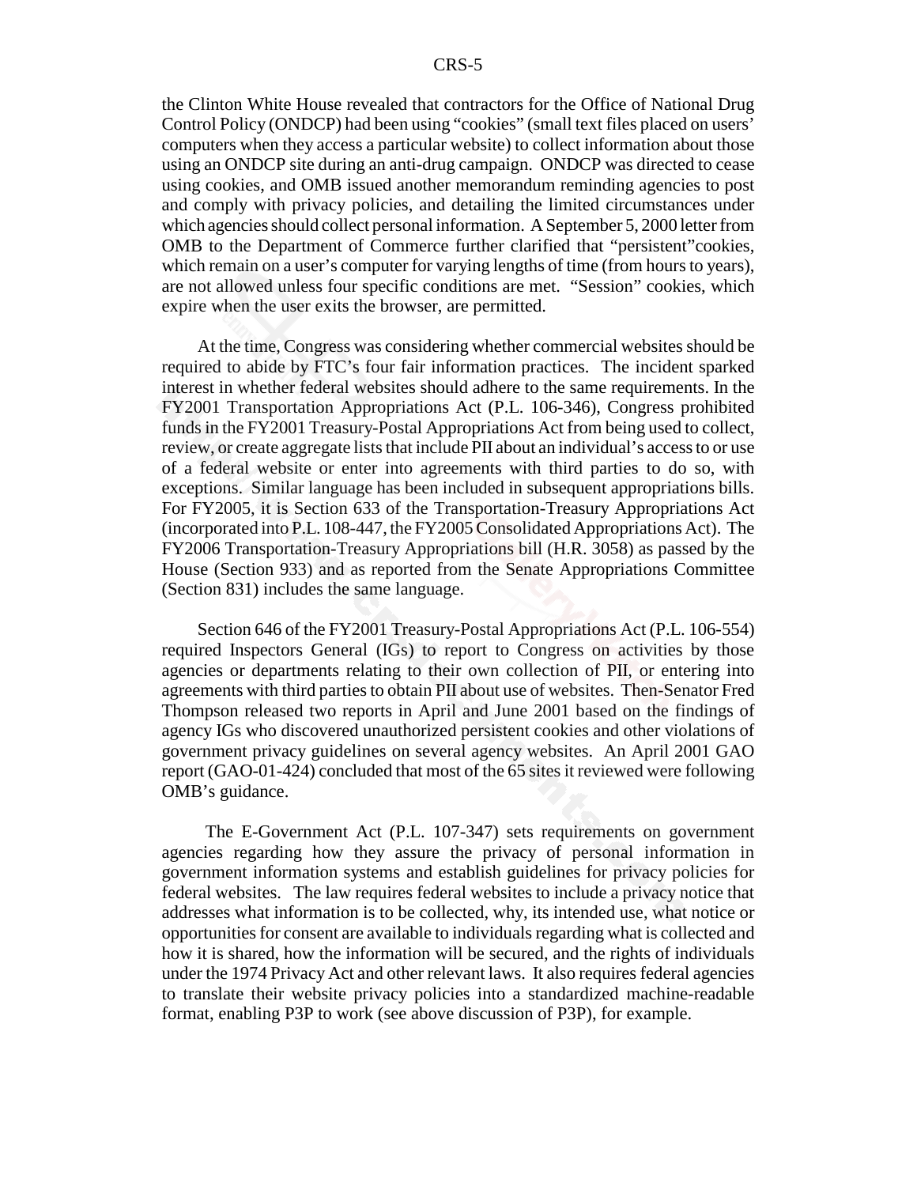the Clinton White House revealed that contractors for the Office of National Drug Control Policy (ONDCP) had been using "cookies" (small text files placed on users' computers when they access a particular website) to collect information about those using an ONDCP site during an anti-drug campaign. ONDCP was directed to cease using cookies, and OMB issued another memorandum reminding agencies to post and comply with privacy policies, and detailing the limited circumstances under which agencies should collect personal information. A September 5, 2000 letter from OMB to the Department of Commerce further clarified that "persistent"cookies, which remain on a user's computer for varying lengths of time (from hours to years), are not allowed unless four specific conditions are met. "Session" cookies, which expire when the user exits the browser, are permitted.

At the time, Congress was considering whether commercial websites should be required to abide by FTC's four fair information practices. The incident sparked interest in whether federal websites should adhere to the same requirements. In the FY2001 Transportation Appropriations Act (P.L. 106-346), Congress prohibited funds in the FY2001 Treasury-Postal Appropriations Act from being used to collect, review, or create aggregate lists that include PII about an individual's access to or use of a federal website or enter into agreements with third parties to do so, with exceptions. Similar language has been included in subsequent appropriations bills. For FY2005, it is Section 633 of the Transportation-Treasury Appropriations Act (incorporated into P.L. 108-447, the FY2005 Consolidated Appropriations Act). The FY2006 Transportation-Treasury Appropriations bill (H.R. 3058) as passed by the House (Section 933) and as reported from the Senate Appropriations Committee (Section 831) includes the same language.

Section 646 of the FY2001 Treasury-Postal Appropriations Act (P.L. 106-554) required Inspectors General (IGs) to report to Congress on activities by those agencies or departments relating to their own collection of PII, or entering into agreements with third parties to obtain PII about use of websites. Then-Senator Fred Thompson released two reports in April and June 2001 based on the findings of agency IGs who discovered unauthorized persistent cookies and other violations of government privacy guidelines on several agency websites. An April 2001 GAO report (GAO-01-424) concluded that most of the 65 sites it reviewed were following OMB's guidance.

The E-Government Act (P.L. 107-347) sets requirements on government agencies regarding how they assure the privacy of personal information in government information systems and establish guidelines for privacy policies for federal websites. The law requires federal websites to include a privacy notice that addresses what information is to be collected, why, its intended use, what notice or opportunities for consent are available to individuals regarding what is collected and how it is shared, how the information will be secured, and the rights of individuals under the 1974 Privacy Act and other relevant laws. It also requires federal agencies to translate their website privacy policies into a standardized machine-readable format, enabling P3P to work (see above discussion of P3P), for example.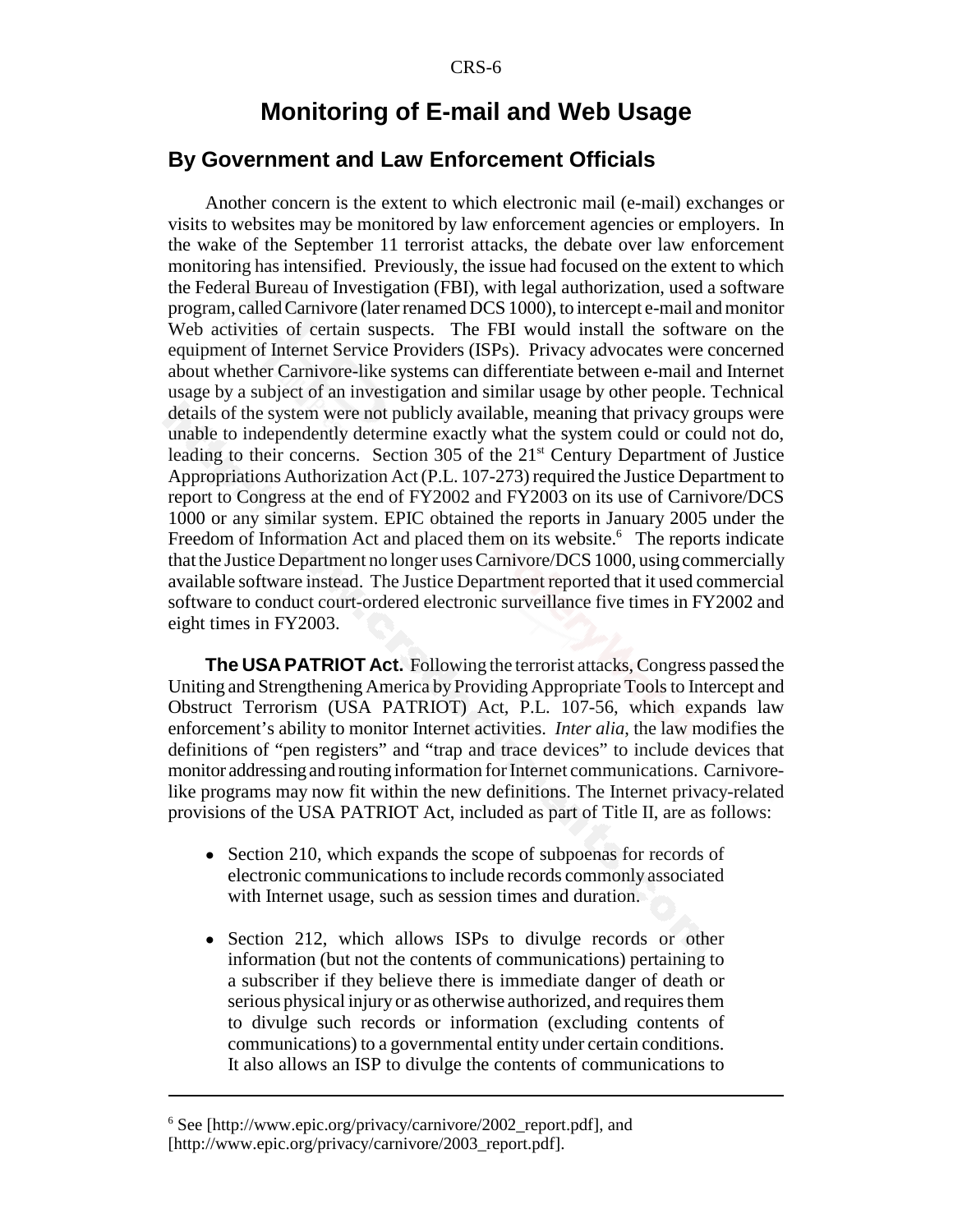# Monitoring of E-mail and Web Usage

## By Government and Law Enforcement Officials

Another concern is the extent to which electronic mail (e-mail) exchanges or visits to websites may be monitored by law enforcement agencies or employers. In the wake of the September 11 terrorist attacks, the debate over law enforcement monitoring has intensified. Previously, the issue had focused on the extent to which the Federal Bureau of Investigation (FBI), with legal authorization, used a software program, called Carnivore (later renamed DCS 1000), to intercept e-mail and monitor Web activities of certain suspects. The FBI would install the software on the equipment of Internet Service Providers (ISPs). Privacy advocates were concerned about whether Carnivore-like systems can differentiate between e-mail and Internet usage by a subject of an investigation and similar usage by other people. Technical details of the system were not publicly available, meaning that privacy groups were unable to independently determine exactly what the system could or could not do, leading to their concerns. Section 305 of the 21st Century Department of Justice Appropriations Authorization Act (P.L. 107-273) required the Justice Department to report to Congress at the end of FY2002 and FY2003 on its use of Carnivore/DCS 1000 or any similar system. EPIC obtained the reports in January 2005 under the Freedom of Information Act and placed them on its website.[6] The reports indicate that the Justice Department no longer uses Carnivore/DCS 1000, using commercially available software instead. The Justice Department reported that it used commercial software to conduct court-ordered electronic surveillance five times in FY2002 and eight times in FY2003.

**The USA PATRIOT Act.** Following the terrorist attacks, Congress passed the Uniting and Strengthening America by Providing Appropriate Tools to Intercept and Obstruct Terrorism (USA PATRIOT) Act, P.L. 107-56, which expands law enforcement's ability to monitor Internet activities. *Inter alia*, the law modifies the definitions of "pen registers" and "trap and trace devices" to include devices that monitor addressing and routing information for Internet communications. Carnivore-like programs may now fit within the new definitions. The Internet privacy-related provisions of the USA PATRIOT Act, included as part of Title II, are as follows:

- Section 210, which expands the scope of subpoenas for records of electronic communications to include records commonly associated with Internet usage, such as session times and duration.
- Section 212, which allows ISPs to divulge records or other information (but not the contents of communications) pertaining to a subscriber if they believe there is immediate danger of death or serious physical injury or as otherwise authorized, and requires them to divulge such records or information (excluding contents of communications) to a governmental entity under certain conditions. It also allows an ISP to divulge the contents of communications to

---

[6] See [http://www.epic.org/privacy/carnivore/2002_report.pdf], and [http://www.epic.org/privacy/carnivore/2003_report.pdf].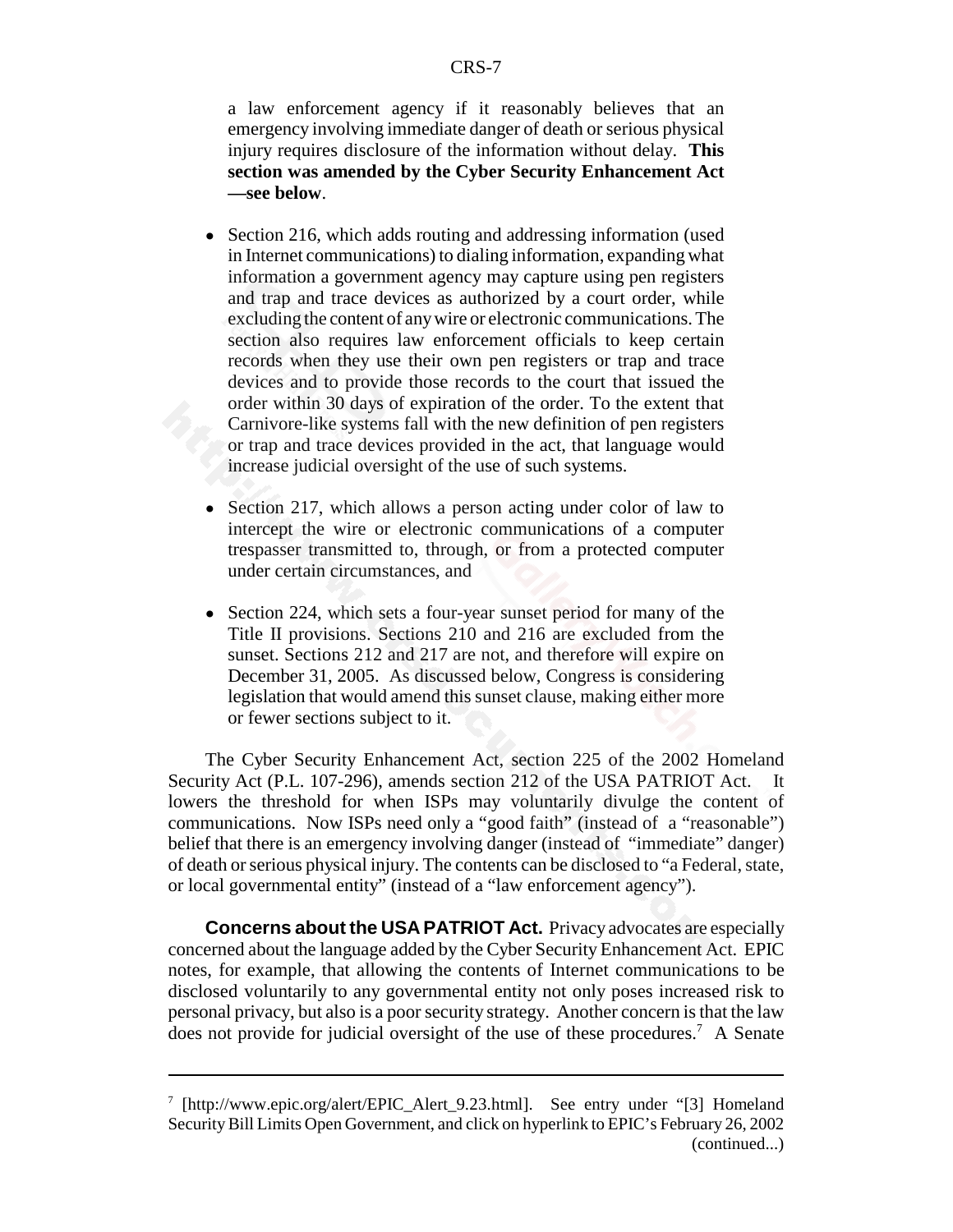a law enforcement agency if it reasonably believes that an emergency involving immediate danger of death or serious physical injury requires disclosure of the information without delay. **This section was amended by the Cyber Security Enhancement Act —see below**.

- Section 216, which adds routing and addressing information (used in Internet communications) to dialing information, expanding what information a government agency may capture using pen registers and trap and trace devices as authorized by a court order, while excluding the content of any wire or electronic communications. The section also requires law enforcement officials to keep certain records when they use their own pen registers or trap and trace devices and to provide those records to the court that issued the order within 30 days of expiration of the order. To the extent that Carnivore-like systems fall with the new definition of pen registers or trap and trace devices provided in the act, that language would increase judicial oversight of the use of such systems.

- Section 217, which allows a person acting under color of law to intercept the wire or electronic communications of a computer trespasser transmitted to, through, or from a protected computer under certain circumstances, and

- Section 224, which sets a four-year sunset period for many of the Title II provisions. Sections 210 and 216 are excluded from the sunset. Sections 212 and 217 are not, and therefore will expire on December 31, 2005. As discussed below, Congress is considering legislation that would amend this sunset clause, making either more or fewer sections subject to it.

The Cyber Security Enhancement Act, section 225 of the 2002 Homeland Security Act (P.L. 107-296), amends section 212 of the USA PATRIOT Act. It lowers the threshold for when ISPs may voluntarily divulge the content of communications. Now ISPs need only a "good faith" (instead of a "reasonable") belief that there is an emergency involving danger (instead of "immediate" danger) of death or serious physical injury. The contents can be disclosed to "a Federal, state, or local governmental entity" (instead of a "law enforcement agency").

**Concerns about the USA PATRIOT Act.** Privacy advocates are especially concerned about the language added by the Cyber Security Enhancement Act. EPIC notes, for example, that allowing the contents of Internet communications to be disclosed voluntarily to any governmental entity not only poses increased risk to personal privacy, but also is a poor security strategy. Another concern is that the law does not provide for judicial oversight of the use of these procedures.[7] A Senate

---

[7] [http://www.epic.org/alert/EPIC_Alert_9.23.html]. See entry under "[3] Homeland Security Bill Limits Open Government, and click on hyperlink to EPIC's February 26, 2002 (continued...)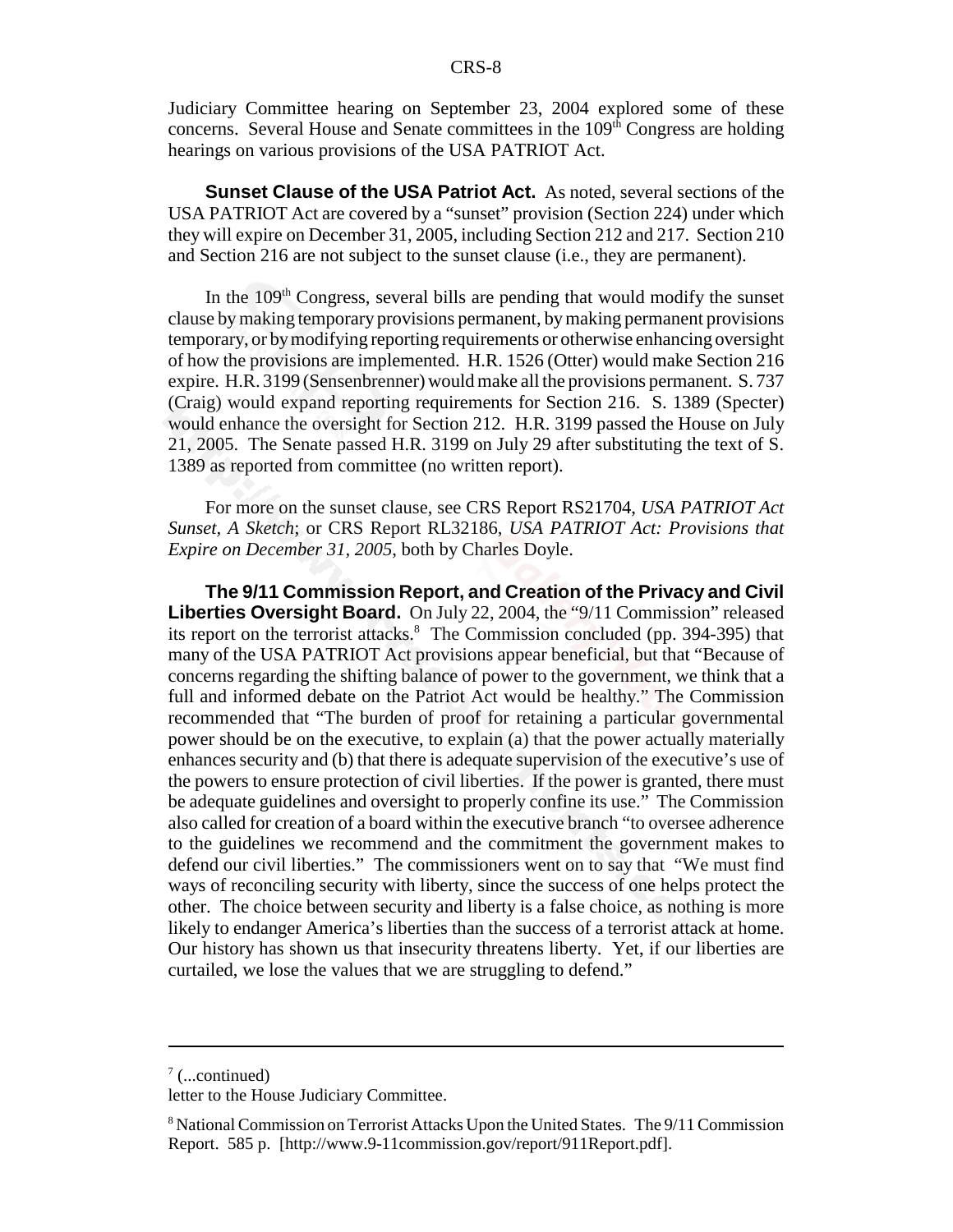Judiciary Committee hearing on September 23, 2004 explored some of these concerns. Several House and Senate committees in the 109th Congress are holding hearings on various provisions of the USA PATRIOT Act.

**Sunset Clause of the USA Patriot Act.** As noted, several sections of the USA PATRIOT Act are covered by a "sunset" provision (Section 224) under which they will expire on December 31, 2005, including Section 212 and 217. Section 210 and Section 216 are not subject to the sunset clause (i.e., they are permanent).

In the 109th Congress, several bills are pending that would modify the sunset clause by making temporary provisions permanent, by making permanent provisions temporary, or by modifying reporting requirements or otherwise enhancing oversight of how the provisions are implemented. H.R. 1526 (Otter) would make Section 216 expire. H.R. 3199 (Sensenbrenner) would make all the provisions permanent. S. 737 (Craig) would expand reporting requirements for Section 216. S. 1389 (Specter) would enhance the oversight for Section 212. H.R. 3199 passed the House on July 21, 2005. The Senate passed H.R. 3199 on July 29 after substituting the text of S. 1389 as reported from committee (no written report).

For more on the sunset clause, see CRS Report RS21704, *USA PATRIOT Act Sunset, A Sketch*; or CRS Report RL32186, *USA PATRIOT Act: Provisions that Expire on December 31, 2005*, both by Charles Doyle.

**The 9/11 Commission Report, and Creation of the Privacy and Civil Liberties Oversight Board.** On July 22, 2004, the "9/11 Commission" released its report on the terrorist attacks.[8] The Commission concluded (pp. 394-395) that many of the USA PATRIOT Act provisions appear beneficial, but that "Because of concerns regarding the shifting balance of power to the government, we think that a full and informed debate on the Patriot Act would be healthy." The Commission recommended that "The burden of proof for retaining a particular governmental power should be on the executive, to explain (a) that the power actually materially enhances security and (b) that there is adequate supervision of the executive's use of the powers to ensure protection of civil liberties. If the power is granted, there must be adequate guidelines and oversight to properly confine its use." The Commission also called for creation of a board within the executive branch "to oversee adherence to the guidelines we recommend and the commitment the government makes to defend our civil liberties." The commissioners went on to say that "We must find ways of reconciling security with liberty, since the success of one helps protect the other. The choice between security and liberty is a false choice, as nothing is more likely to endanger America's liberties than the success of a terrorist attack at home. Our history has shown us that insecurity threatens liberty. Yet, if our liberties are curtailed, we lose the values that we are struggling to defend."

---

[7] (...continued)
letter to the House Judiciary Committee.

[8] National Commission on Terrorist Attacks Upon the United States. The 9/11 Commission Report. 585 p. [http://www.9-11commission.gov/report/911Report.pdf].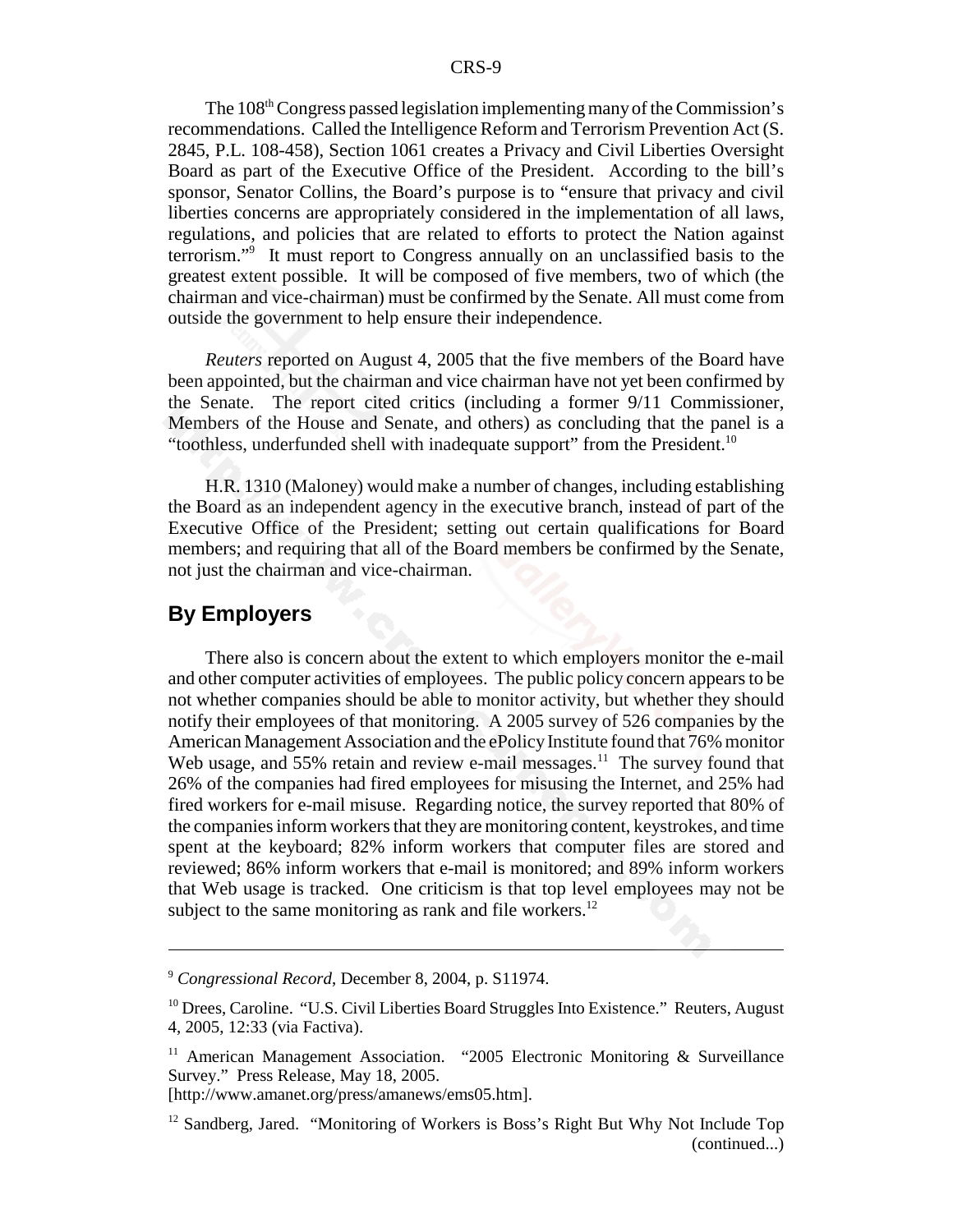The 108th Congress passed legislation implementing many of the Commission's recommendations. Called the Intelligence Reform and Terrorism Prevention Act (S. 2845, P.L. 108-458), Section 1061 creates a Privacy and Civil Liberties Oversight Board as part of the Executive Office of the President. According to the bill's sponsor, Senator Collins, the Board's purpose is to "ensure that privacy and civil liberties concerns are appropriately considered in the implementation of all laws, regulations, and policies that are related to efforts to protect the Nation against terrorism."[9] It must report to Congress annually on an unclassified basis to the greatest extent possible. It will be composed of five members, two of which (the chairman and vice-chairman) must be confirmed by the Senate. All must come from outside the government to help ensure their independence.

*Reuters* reported on August 4, 2005 that the five members of the Board have been appointed, but the chairman and vice chairman have not yet been confirmed by the Senate. The report cited critics (including a former 9/11 Commissioner, Members of the House and Senate, and others) as concluding that the panel is a "toothless, underfunded shell with inadequate support" from the President.[10]

H.R. 1310 (Maloney) would make a number of changes, including establishing the Board as an independent agency in the executive branch, instead of part of the Executive Office of the President; setting out certain qualifications for Board members; and requiring that all of the Board members be confirmed by the Senate, not just the chairman and vice-chairman.

## By Employers

There also is concern about the extent to which employers monitor the e-mail and other computer activities of employees. The public policy concern appears to be not whether companies should be able to monitor activity, but whether they should notify their employees of that monitoring. A 2005 survey of 526 companies by the American Management Association and the ePolicy Institute found that 76% monitor Web usage, and 55% retain and review e-mail messages.[11] The survey found that 26% of the companies had fired employees for misusing the Internet, and 25% had fired workers for e-mail misuse. Regarding notice, the survey reported that 80% of the companies inform workers that they are monitoring content, keystrokes, and time spent at the keyboard; 82% inform workers that computer files are stored and reviewed; 86% inform workers that e-mail is monitored; and 89% inform workers that Web usage is tracked. One criticism is that top level employees may not be subject to the same monitoring as rank and file workers.[12]

---

[9] *Congressional Record*, December 8, 2004, p. S11974.

[10] Drees, Caroline. "U.S. Civil Liberties Board Struggles Into Existence." Reuters, August 4, 2005, 12:33 (via Factiva).

[11] American Management Association. "2005 Electronic Monitoring & Surveillance Survey." Press Release, May 18, 2005. [http://www.amanet.org/press/amanews/ems05.htm].

[12] Sandberg, Jared. "Monitoring of Workers is Boss's Right But Why Not Include Top (continued...)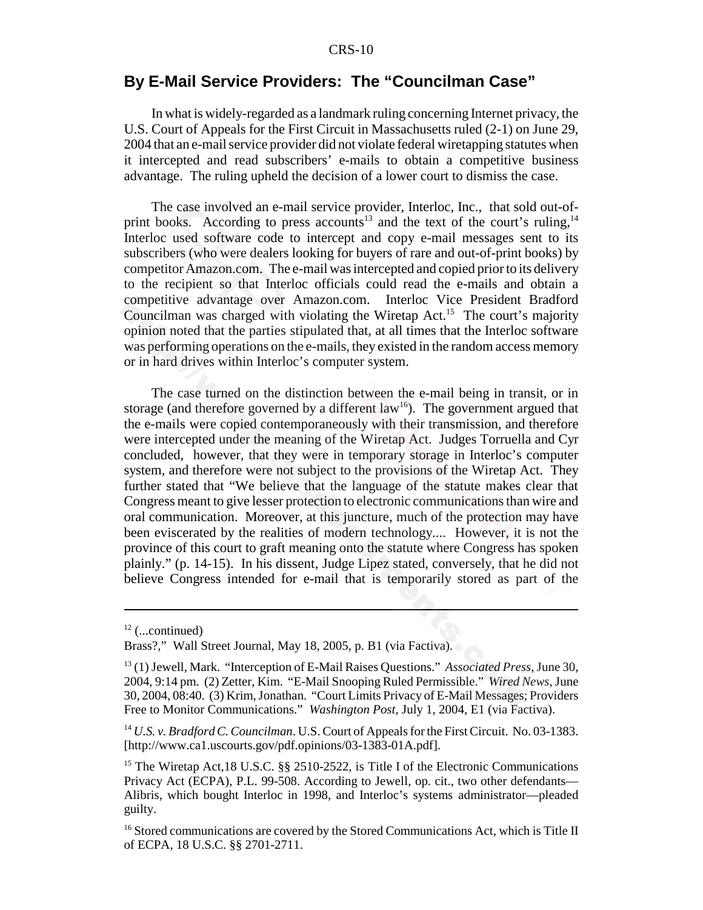## By E-Mail Service Providers: The "Councilman Case"

In what is widely-regarded as a landmark ruling concerning Internet privacy, the U.S. Court of Appeals for the First Circuit in Massachusetts ruled (2-1) on June 29, 2004 that an e-mail service provider did not violate federal wiretapping statutes when it intercepted and read subscribers' e-mails to obtain a competitive business advantage. The ruling upheld the decision of a lower court to dismiss the case.

The case involved an e-mail service provider, Interloc, Inc., that sold out-of-print books. According to press accounts[13] and the text of the court's ruling,[14] Interloc used software code to intercept and copy e-mail messages sent to its subscribers (who were dealers looking for buyers of rare and out-of-print books) by competitor Amazon.com. The e-mail was intercepted and copied prior to its delivery to the recipient so that Interloc officials could read the e-mails and obtain a competitive advantage over Amazon.com. Interloc Vice President Bradford Councilman was charged with violating the Wiretap Act.[15] The court's majority opinion noted that the parties stipulated that, at all times that the Interloc software was performing operations on the e-mails, they existed in the random access memory or in hard drives within Interloc's computer system.

The case turned on the distinction between the e-mail being in transit, or in storage (and therefore governed by a different law[16]). The government argued that the e-mails were copied contemporaneously with their transmission, and therefore were intercepted under the meaning of the Wiretap Act. Judges Torruella and Cyr concluded, however, that they were in temporary storage in Interloc's computer system, and therefore were not subject to the provisions of the Wiretap Act. They further stated that "We believe that the language of the statute makes clear that Congress meant to give lesser protection to electronic communications than wire and oral communication. Moreover, at this juncture, much of the protection may have been eviscerated by the realities of modern technology.... However, it is not the province of this court to graft meaning onto the statute where Congress has spoken plainly." (p. 14-15). In his dissent, Judge Lipez stated, conversely, that he did not believe Congress intended for e-mail that is temporarily stored as part of the

---

[12] (...continued)
Brass?," Wall Street Journal, May 18, 2005, p. B1 (via Factiva).

[13] (1) Jewell, Mark. "Interception of E-Mail Raises Questions." *Associated Press*, June 30, 2004, 9:14 pm. (2) Zetter, Kim. "E-Mail Snooping Ruled Permissible." *Wired News*, June 30, 2004, 08:40. (3) Krim, Jonathan. "Court Limits Privacy of E-Mail Messages; Providers Free to Monitor Communications." *Washington Post*, July 1, 2004, E1 (via Factiva).

[14] *U.S. v. Bradford C. Councilman*. U.S. Court of Appeals for the First Circuit. No. 03-1383. [http://www.ca1.uscourts.gov/pdf.opinions/03-1383-01A.pdf].

[15] The Wiretap Act,18 U.S.C. §§ 2510-2522, is Title I of the Electronic Communications Privacy Act (ECPA), P.L. 99-508. According to Jewell, op. cit., two other defendants—Alibris, which bought Interloc in 1998, and Interloc's systems administrator—pleaded guilty.

[16] Stored communications are covered by the Stored Communications Act, which is Title II of ECPA, 18 U.S.C. §§ 2701-2711.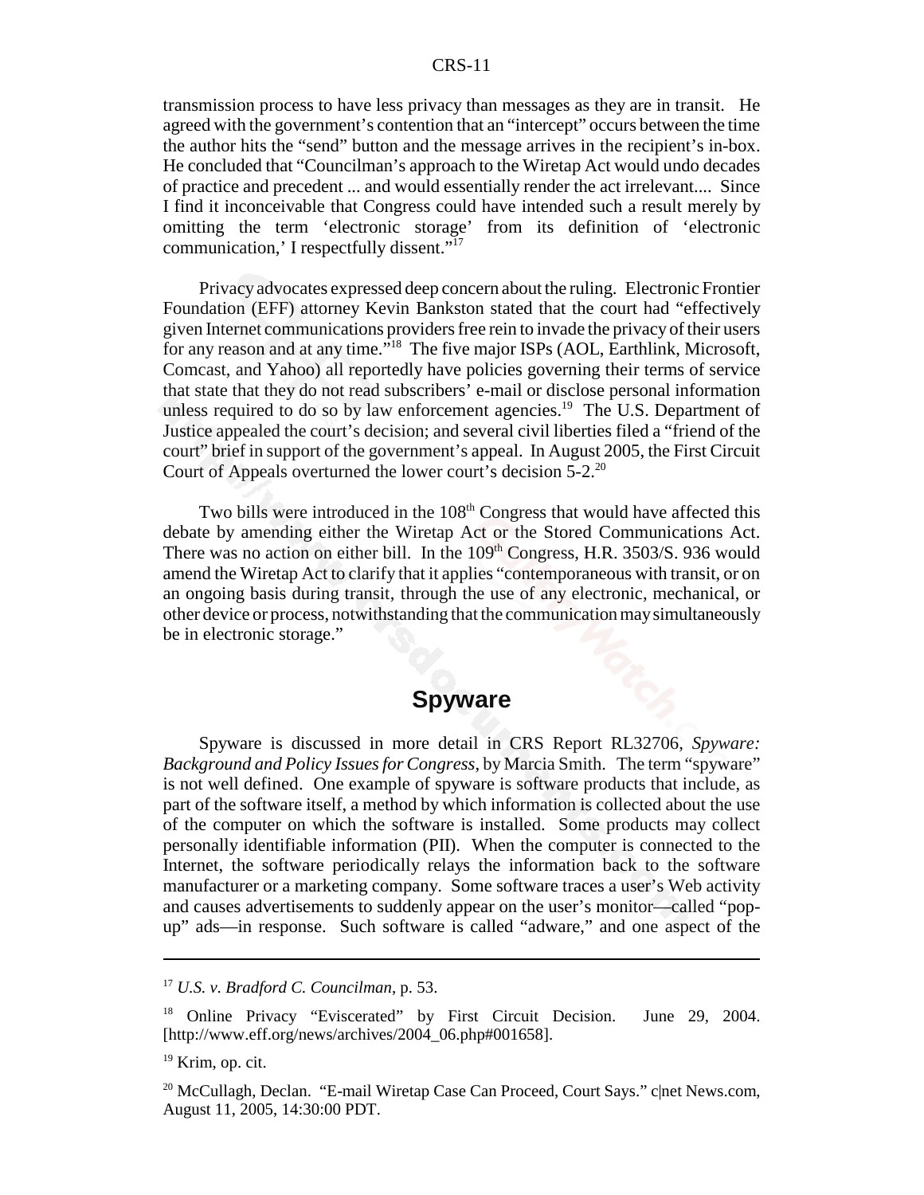transmission process to have less privacy than messages as they are in transit. He agreed with the government's contention that an "intercept" occurs between the time the author hits the "send" button and the message arrives in the recipient's in-box. He concluded that "Councilman's approach to the Wiretap Act would undo decades of practice and precedent ... and would essentially render the act irrelevant.... Since I find it inconceivable that Congress could have intended such a result merely by omitting the term 'electronic storage' from its definition of 'electronic communication,' I respectfully dissent."[17]

Privacy advocates expressed deep concern about the ruling. Electronic Frontier Foundation (EFF) attorney Kevin Bankston stated that the court had "effectively given Internet communications providers free rein to invade the privacy of their users for any reason and at any time."[18] The five major ISPs (AOL, Earthlink, Microsoft, Comcast, and Yahoo) all reportedly have policies governing their terms of service that state that they do not read subscribers' e-mail or disclose personal information unless required to do so by law enforcement agencies.[19] The U.S. Department of Justice appealed the court's decision; and several civil liberties filed a "friend of the court" brief in support of the government's appeal. In August 2005, the First Circuit Court of Appeals overturned the lower court's decision 5-2.[20]

Two bills were introduced in the 108th Congress that would have affected this debate by amending either the Wiretap Act or the Stored Communications Act. There was no action on either bill. In the 109th Congress, H.R. 3503/S. 936 would amend the Wiretap Act to clarify that it applies "contemporaneous with transit, or on an ongoing basis during transit, through the use of any electronic, mechanical, or other device or process, notwithstanding that the communication may simultaneously be in electronic storage."

## Spyware

Spyware is discussed in more detail in CRS Report RL32706, *Spyware: Background and Policy Issues for Congress*, by Marcia Smith. The term "spyware" is not well defined. One example of spyware is software products that include, as part of the software itself, a method by which information is collected about the use of the computer on which the software is installed. Some products may collect personally identifiable information (PII). When the computer is connected to the Internet, the software periodically relays the information back to the software manufacturer or a marketing company. Some software traces a user's Web activity and causes advertisements to suddenly appear on the user's monitor—called "pop-up" ads—in response. Such software is called "adware," and one aspect of the

---

[17] *U.S. v. Bradford C. Councilman*, p. 53.

[18] Online Privacy "Eviscerated" by First Circuit Decision. June 29, 2004. [http://www.eff.org/news/archives/2004_06.php#001658].

[19] Krim, op. cit.

[20] McCullagh, Declan. "E-mail Wiretap Case Can Proceed, Court Says." c|net News.com, August 11, 2005, 14:30:00 PDT.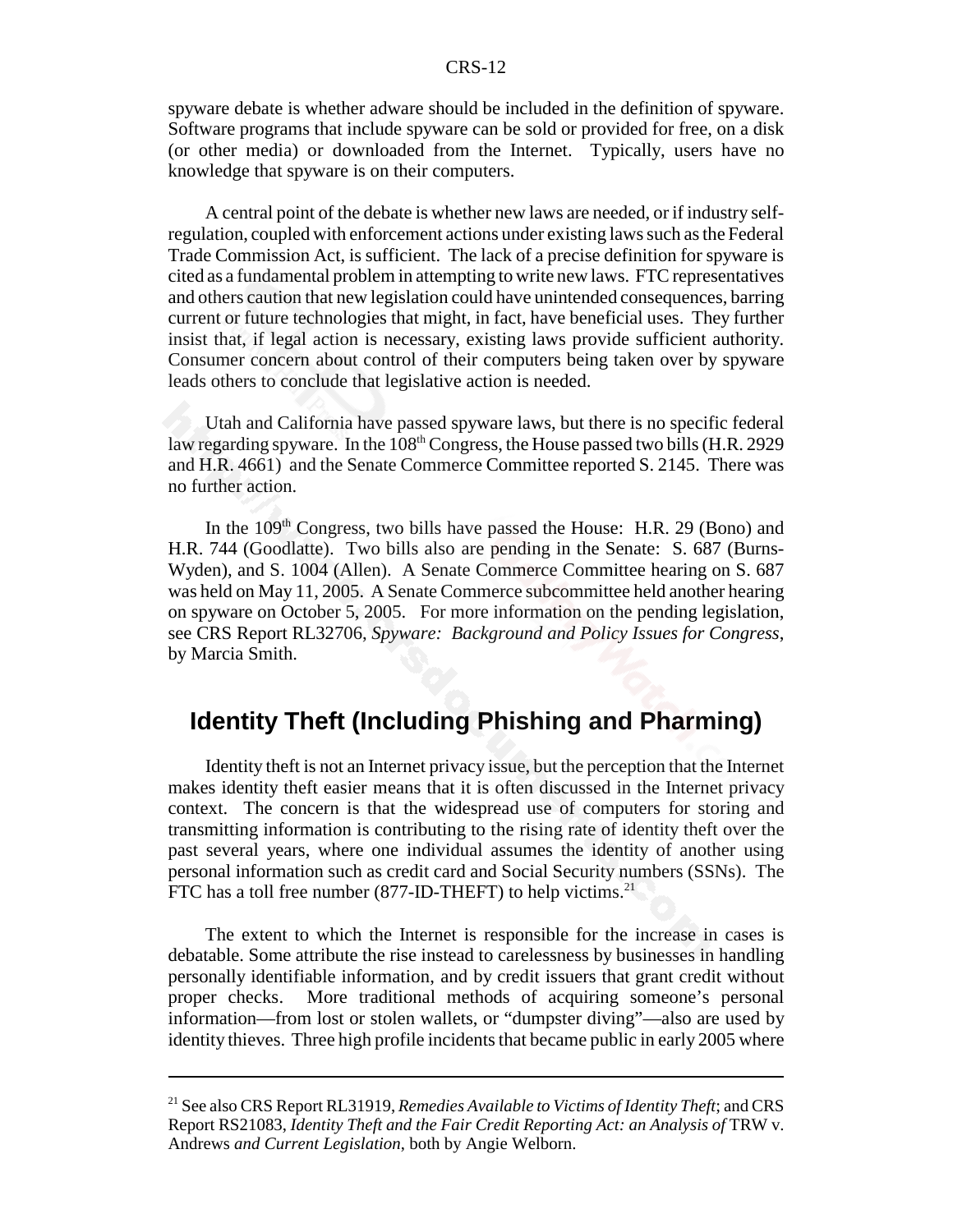spyware debate is whether adware should be included in the definition of spyware. Software programs that include spyware can be sold or provided for free, on a disk (or other media) or downloaded from the Internet. Typically, users have no knowledge that spyware is on their computers.

A central point of the debate is whether new laws are needed, or if industry self-regulation, coupled with enforcement actions under existing laws such as the Federal Trade Commission Act, is sufficient. The lack of a precise definition for spyware is cited as a fundamental problem in attempting to write new laws. FTC representatives and others caution that new legislation could have unintended consequences, barring current or future technologies that might, in fact, have beneficial uses. They further insist that, if legal action is necessary, existing laws provide sufficient authority. Consumer concern about control of their computers being taken over by spyware leads others to conclude that legislative action is needed.

Utah and California have passed spyware laws, but there is no specific federal law regarding spyware. In the 108th Congress, the House passed two bills (H.R. 2929 and H.R. 4661) and the Senate Commerce Committee reported S. 2145. There was no further action.

In the 109th Congress, two bills have passed the House: H.R. 29 (Bono) and H.R. 744 (Goodlatte). Two bills also are pending in the Senate: S. 687 (Burns-Wyden), and S. 1004 (Allen). A Senate Commerce Committee hearing on S. 687 was held on May 11, 2005. A Senate Commerce subcommittee held another hearing on spyware on October 5, 2005. For more information on the pending legislation, see CRS Report RL32706, *Spyware: Background and Policy Issues for Congress*, by Marcia Smith.

## Identity Theft (Including Phishing and Pharming)

Identity theft is not an Internet privacy issue, but the perception that the Internet makes identity theft easier means that it is often discussed in the Internet privacy context. The concern is that the widespread use of computers for storing and transmitting information is contributing to the rising rate of identity theft over the past several years, where one individual assumes the identity of another using personal information such as credit card and Social Security numbers (SSNs). The FTC has a toll free number (877-ID-THEFT) to help victims.[21]

The extent to which the Internet is responsible for the increase in cases is debatable. Some attribute the rise instead to carelessness by businesses in handling personally identifiable information, and by credit issuers that grant credit without proper checks. More traditional methods of acquiring someone's personal information—from lost or stolen wallets, or "dumpster diving"—also are used by identity thieves. Three high profile incidents that became public in early 2005 where

---

[21] See also CRS Report RL31919, *Remedies Available to Victims of Identity Theft*; and CRS Report RS21083, *Identity Theft and the Fair Credit Reporting Act: an Analysis of* TRW v. Andrews *and Current Legislation*, both by Angie Welborn.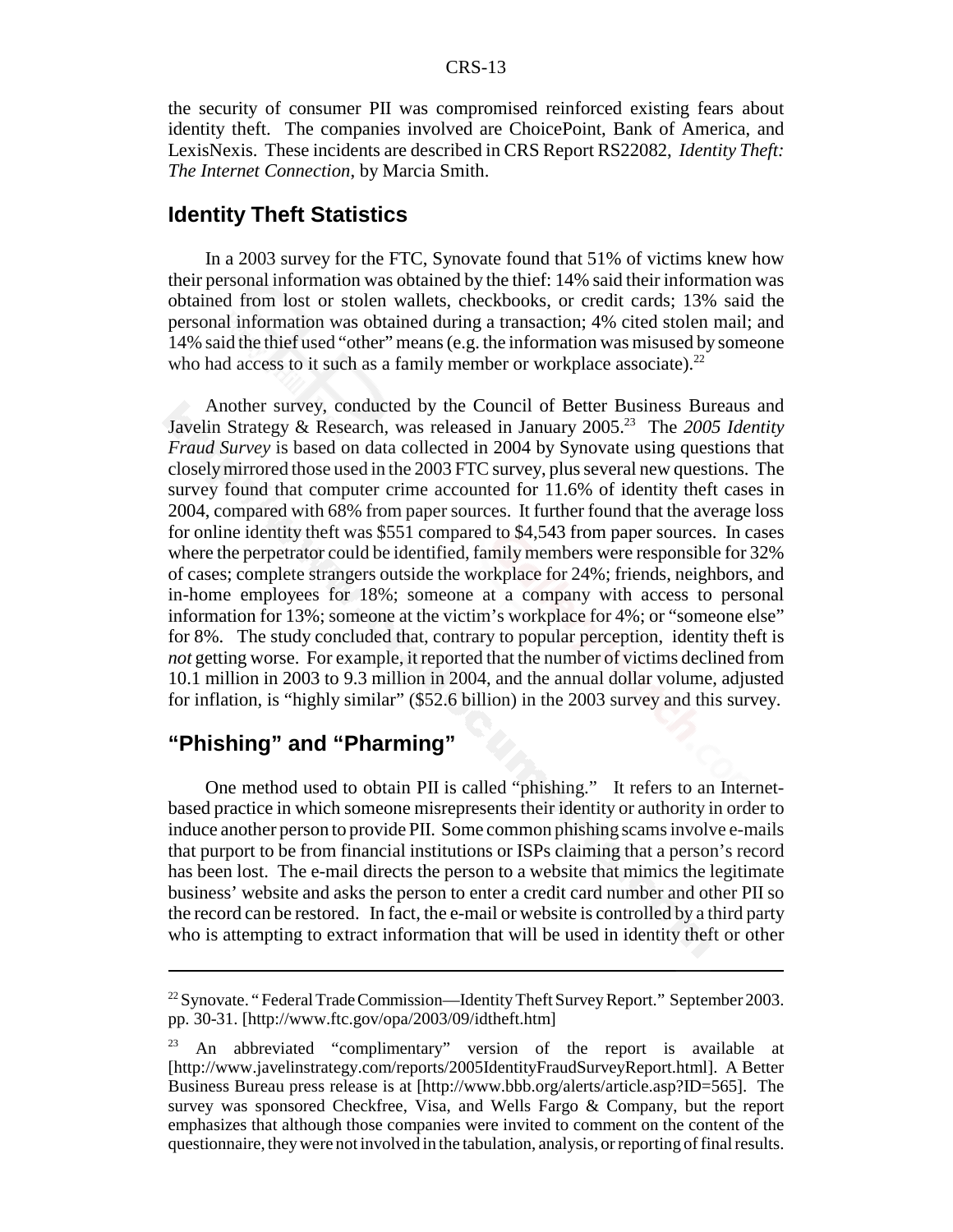the security of consumer PII was compromised reinforced existing fears about identity theft. The companies involved are ChoicePoint, Bank of America, and LexisNexis. These incidents are described in CRS Report RS22082, *Identity Theft: The Internet Connection*, by Marcia Smith.

## Identity Theft Statistics

In a 2003 survey for the FTC, Synovate found that 51% of victims knew how their personal information was obtained by the thief: 14% said their information was obtained from lost or stolen wallets, checkbooks, or credit cards; 13% said the personal information was obtained during a transaction; 4% cited stolen mail; and 14% said the thief used "other" means (e.g. the information was misused by someone who had access to it such as a family member or workplace associate).[22]

Another survey, conducted by the Council of Better Business Bureaus and Javelin Strategy & Research, was released in January 2005.[23] The *2005 Identity Fraud Survey* is based on data collected in 2004 by Synovate using questions that closely mirrored those used in the 2003 FTC survey, plus several new questions. The survey found that computer crime accounted for 11.6% of identity theft cases in 2004, compared with 68% from paper sources. It further found that the average loss for online identity theft was $551 compared to $4,543 from paper sources. In cases where the perpetrator could be identified, family members were responsible for 32% of cases; complete strangers outside the workplace for 24%; friends, neighbors, and in-home employees for 18%; someone at a company with access to personal information for 13%; someone at the victim's workplace for 4%; or "someone else" for 8%. The study concluded that, contrary to popular perception, identity theft is *not* getting worse. For example, it reported that the number of victims declined from 10.1 million in 2003 to 9.3 million in 2004, and the annual dollar volume, adjusted for inflation, is "highly similar" ($52.6 billion) in the 2003 survey and this survey.

## "Phishing" and "Pharming"

One method used to obtain PII is called "phishing." It refers to an Internet-based practice in which someone misrepresents their identity or authority in order to induce another person to provide PII. Some common phishing scams involve e-mails that purport to be from financial institutions or ISPs claiming that a person's record has been lost. The e-mail directs the person to a website that mimics the legitimate business' website and asks the person to enter a credit card number and other PII so the record can be restored. In fact, the e-mail or website is controlled by a third party who is attempting to extract information that will be used in identity theft or other

---

[22] Synovate. "Federal Trade Commission—Identity Theft Survey Report." September 2003. pp. 30-31. [http://www.ftc.gov/opa/2003/09/idtheft.htm]

[23] An abbreviated "complimentary" version of the report is available at [http://www.javelinstrategy.com/reports/2005IdentityFraudSurveyReport.html]. A Better Business Bureau press release is at [http://www.bbb.org/alerts/article.asp?ID=565]. The survey was sponsored Checkfree, Visa, and Wells Fargo & Company, but the report emphasizes that although those companies were invited to comment on the content of the questionnaire, they were not involved in the tabulation, analysis, or reporting of final results.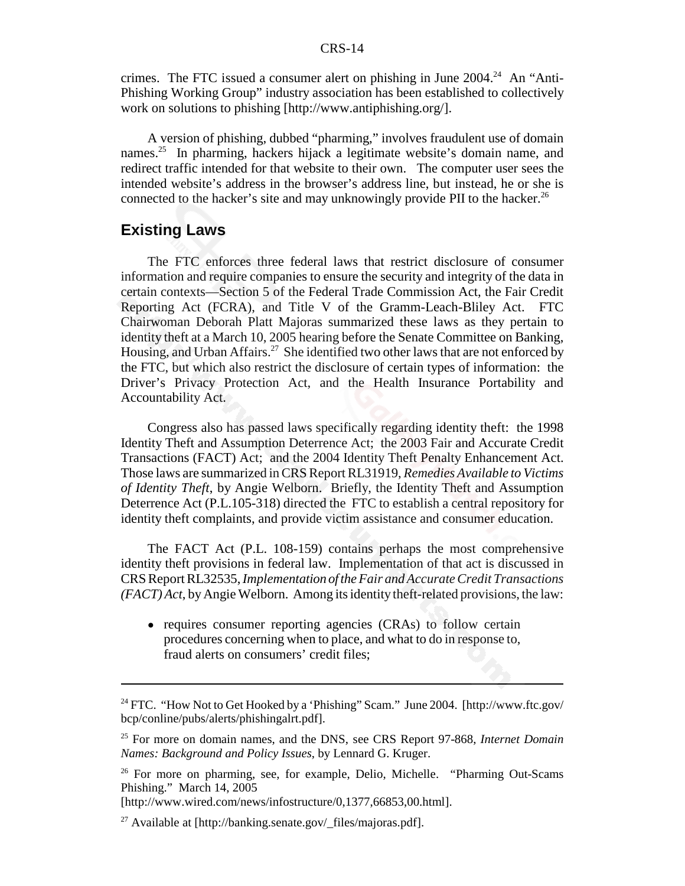crimes. The FTC issued a consumer alert on phishing in June 2004.[24] An "Anti-Phishing Working Group" industry association has been established to collectively work on solutions to phishing [http://www.antiphishing.org/].

A version of phishing, dubbed "pharming," involves fraudulent use of domain names.[25] In pharming, hackers hijack a legitimate website's domain name, and redirect traffic intended for that website to their own. The computer user sees the intended website's address in the browser's address line, but instead, he or she is connected to the hacker's site and may unknowingly provide PII to the hacker.[26]

## Existing Laws

The FTC enforces three federal laws that restrict disclosure of consumer information and require companies to ensure the security and integrity of the data in certain contexts—Section 5 of the Federal Trade Commission Act, the Fair Credit Reporting Act (FCRA), and Title V of the Gramm-Leach-Bliley Act. FTC Chairwoman Deborah Platt Majoras summarized these laws as they pertain to identity theft at a March 10, 2005 hearing before the Senate Committee on Banking, Housing, and Urban Affairs.[27] She identified two other laws that are not enforced by the FTC, but which also restrict the disclosure of certain types of information: the Driver's Privacy Protection Act, and the Health Insurance Portability and Accountability Act.

Congress also has passed laws specifically regarding identity theft: the 1998 Identity Theft and Assumption Deterrence Act; the 2003 Fair and Accurate Credit Transactions (FACT) Act; and the 2004 Identity Theft Penalty Enhancement Act. Those laws are summarized in CRS Report RL31919, *Remedies Available to Victims of Identity Theft*, by Angie Welborn. Briefly, the Identity Theft and Assumption Deterrence Act (P.L.105-318) directed the FTC to establish a central repository for identity theft complaints, and provide victim assistance and consumer education.

The FACT Act (P.L. 108-159) contains perhaps the most comprehensive identity theft provisions in federal law. Implementation of that act is discussed in CRS Report RL32535, *Implementation of the Fair and Accurate Credit Transactions (FACT) Act*, by Angie Welborn. Among its identity theft-related provisions, the law:

- requires consumer reporting agencies (CRAs) to follow certain procedures concerning when to place, and what to do in response to, fraud alerts on consumers' credit files;

---

[24] FTC. "How Not to Get Hooked by a 'Phishing" Scam." June 2004. [http://www.ftc.gov/bcp/conline/pubs/alerts/phishingalrt.pdf].

[25] For more on domain names, and the DNS, see CRS Report 97-868, *Internet Domain Names: Background and Policy Issues*, by Lennard G. Kruger.

[26] For more on pharming, see, for example, Delio, Michelle. "Pharming Out-Scams Phishing." March 14, 2005 [http://www.wired.com/news/infostructure/0,1377,66853,00.html].

[27] Available at [http://banking.senate.gov/_files/majoras.pdf].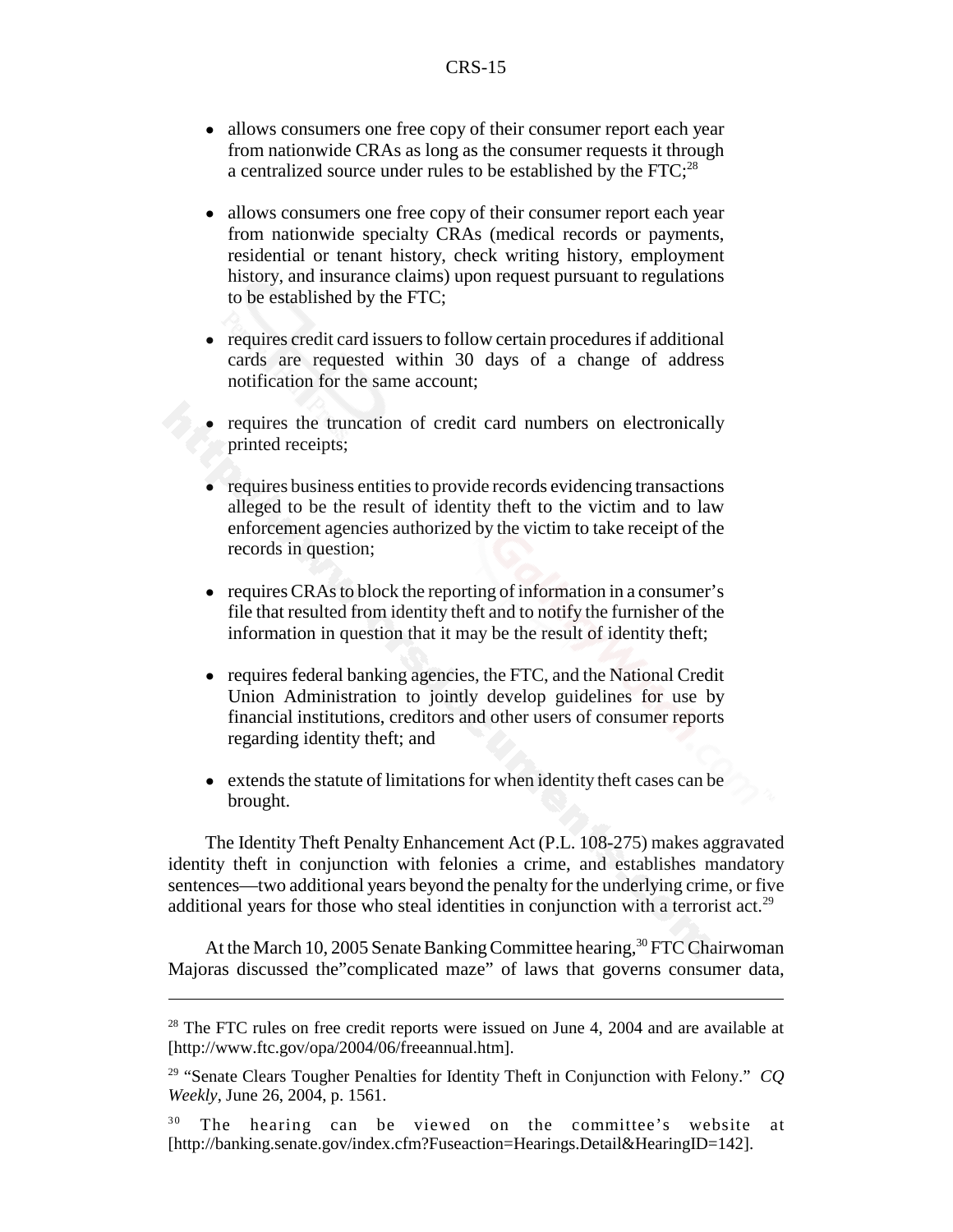- allows consumers one free copy of their consumer report each year from nationwide CRAs as long as the consumer requests it through a centralized source under rules to be established by the FTC;[28]

- allows consumers one free copy of their consumer report each year from nationwide specialty CRAs (medical records or payments, residential or tenant history, check writing history, employment history, and insurance claims) upon request pursuant to regulations to be established by the FTC;

- requires credit card issuers to follow certain procedures if additional cards are requested within 30 days of a change of address notification for the same account;

- requires the truncation of credit card numbers on electronically printed receipts;

- requires business entities to provide records evidencing transactions alleged to be the result of identity theft to the victim and to law enforcement agencies authorized by the victim to take receipt of the records in question;

- requires CRAs to block the reporting of information in a consumer's file that resulted from identity theft and to notify the furnisher of the information in question that it may be the result of identity theft;

- requires federal banking agencies, the FTC, and the National Credit Union Administration to jointly develop guidelines for use by financial institutions, creditors and other users of consumer reports regarding identity theft; and

- extends the statute of limitations for when identity theft cases can be brought.

The Identity Theft Penalty Enhancement Act (P.L. 108-275) makes aggravated identity theft in conjunction with felonies a crime, and establishes mandatory sentences—two additional years beyond the penalty for the underlying crime, or five additional years for those who steal identities in conjunction with a terrorist act.[29]

At the March 10, 2005 Senate Banking Committee hearing,[30] FTC Chairwoman Majoras discussed the"complicated maze" of laws that governs consumer data,

---

[28] The FTC rules on free credit reports were issued on June 4, 2004 and are available at [http://www.ftc.gov/opa/2004/06/freeannual.htm].

[29] "Senate Clears Tougher Penalties for Identity Theft in Conjunction with Felony." *CQ Weekly*, June 26, 2004, p. 1561.

[30] The hearing can be viewed on the committee's website at [http://banking.senate.gov/index.cfm?Fuseaction=Hearings.Detail&HearingID=142].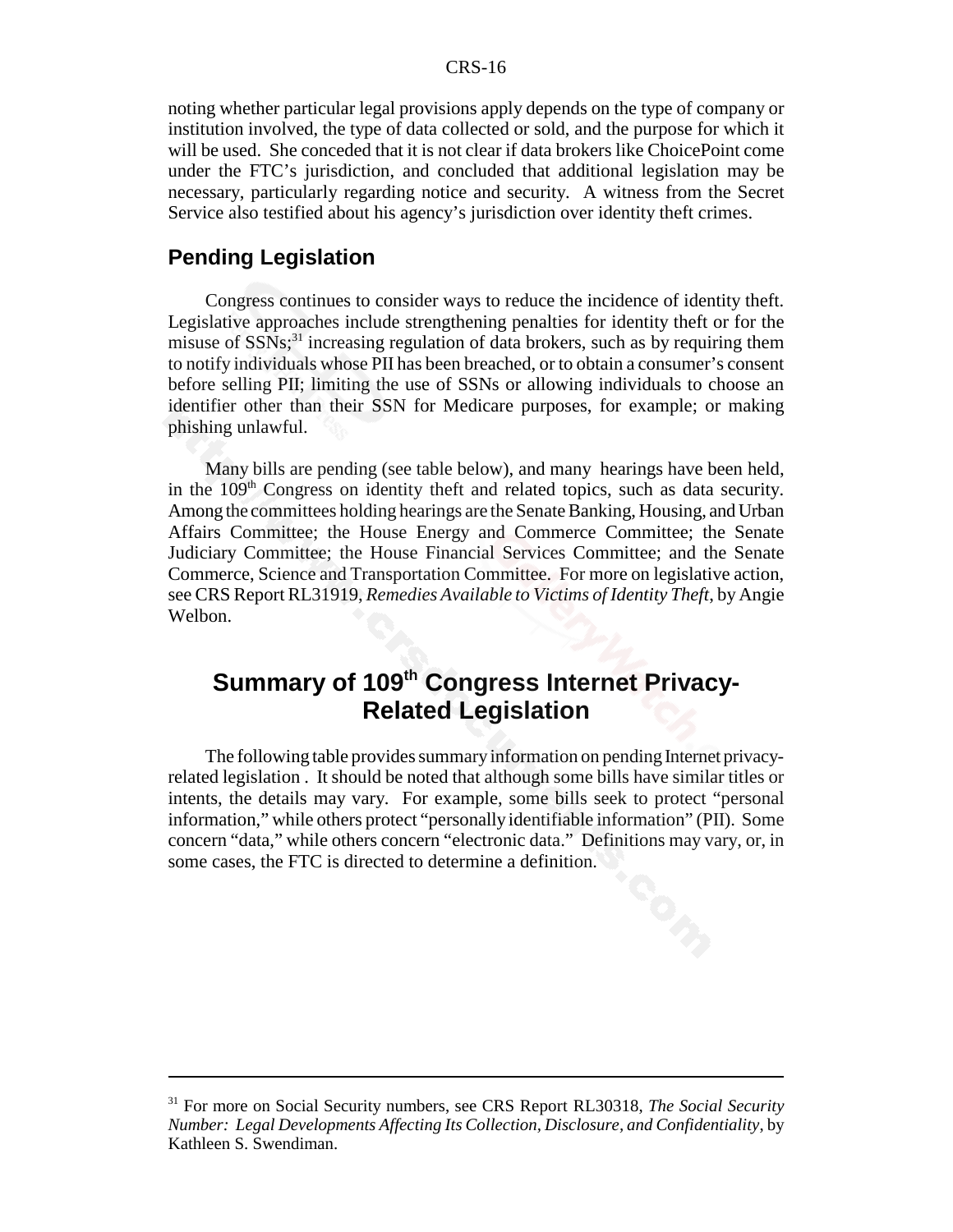noting whether particular legal provisions apply depends on the type of company or institution involved, the type of data collected or sold, and the purpose for which it will be used. She conceded that it is not clear if data brokers like ChoicePoint come under the FTC's jurisdiction, and concluded that additional legislation may be necessary, particularly regarding notice and security. A witness from the Secret Service also testified about his agency's jurisdiction over identity theft crimes.

## Pending Legislation

Congress continues to consider ways to reduce the incidence of identity theft. Legislative approaches include strengthening penalties for identity theft or for the misuse of SSNs;[31] increasing regulation of data brokers, such as by requiring them to notify individuals whose PII has been breached, or to obtain a consumer's consent before selling PII; limiting the use of SSNs or allowing individuals to choose an identifier other than their SSN for Medicare purposes, for example; or making phishing unlawful.

Many bills are pending (see table below), and many hearings have been held, in the 109th Congress on identity theft and related topics, such as data security. Among the committees holding hearings are the Senate Banking, Housing, and Urban Affairs Committee; the House Energy and Commerce Committee; the Senate Judiciary Committee; the House Financial Services Committee; and the Senate Commerce, Science and Transportation Committee. For more on legislative action, see CRS Report RL31919, *Remedies Available to Victims of Identity Theft*, by Angie Welbon.

# Summary of 109th Congress Internet Privacy-Related Legislation

The following table provides summary information on pending Internet privacy-related legislation . It should be noted that although some bills have similar titles or intents, the details may vary. For example, some bills seek to protect "personal information," while others protect "personally identifiable information" (PII). Some concern "data," while others concern "electronic data." Definitions may vary, or, in some cases, the FTC is directed to determine a definition.

---

[31] For more on Social Security numbers, see CRS Report RL30318, *The Social Security Number: Legal Developments Affecting Its Collection, Disclosure, and Confidentiality*, by Kathleen S. Swendiman.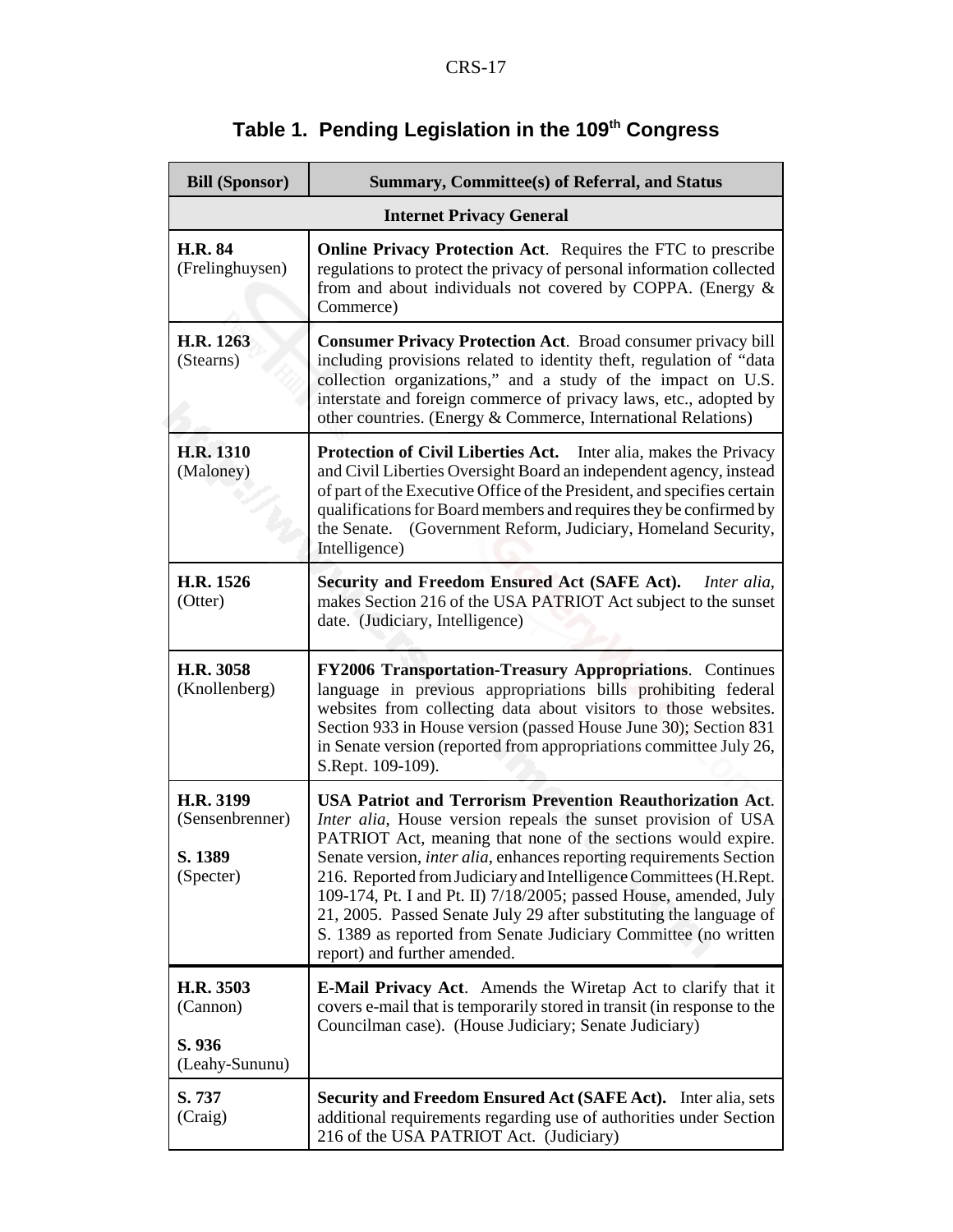## Table 1. Pending Legislation in the 109th Congress

| Bill (Sponsor) | Summary, Committee(s) of Referral, and Status |
|---|---|
| **Internet Privacy General** | |
| **H.R. 84** (Frelinghuysen) | **Online Privacy Protection Act**. Requires the FTC to prescribe regulations to protect the privacy of personal information collected from and about individuals not covered by COPPA. (Energy & Commerce) |
| **H.R. 1263** (Stearns) | **Consumer Privacy Protection Act**. Broad consumer privacy bill including provisions related to identity theft, regulation of "data collection organizations," and a study of the impact on U.S. interstate and foreign commerce of privacy laws, etc., adopted by other countries. (Energy & Commerce, International Relations) |
| **H.R. 1310** (Maloney) | **Protection of Civil Liberties Act.** Inter alia, makes the Privacy and Civil Liberties Oversight Board an independent agency, instead of part of the Executive Office of the President, and specifies certain qualifications for Board members and requires they be confirmed by the Senate. (Government Reform, Judiciary, Homeland Security, Intelligence) |
| **H.R. 1526** (Otter) | **Security and Freedom Ensured Act (SAFE Act).** *Inter alia*, makes Section 216 of the USA PATRIOT Act subject to the sunset date. (Judiciary, Intelligence) |
| **H.R. 3058** (Knollenberg) | **FY2006 Transportation-Treasury Appropriations**. Continues language in previous appropriations bills prohibiting federal websites from collecting data about visitors to those websites. Section 933 in House version (passed House June 30); Section 831 in Senate version (reported from appropriations committee July 26, S.Rept. 109-109). |
| **H.R. 3199** (Sensenbrenner)<br><br>**S. 1389** (Specter) | **USA Patriot and Terrorism Prevention Reauthorization Act**. *Inter alia*, House version repeals the sunset provision of USA PATRIOT Act, meaning that none of the sections would expire. Senate version, *inter alia*, enhances reporting requirements Section 216. Reported from Judiciary and Intelligence Committees (H.Rept. 109-174, Pt. I and Pt. II) 7/18/2005; passed House, amended, July 21, 2005. Passed Senate July 29 after substituting the language of S. 1389 as reported from Senate Judiciary Committee (no written report) and further amended. |
| **H.R. 3503** (Cannon)<br><br>**S. 936** (Leahy-Sununu) | **E-Mail Privacy Act**. Amends the Wiretap Act to clarify that it covers e-mail that is temporarily stored in transit (in response to the Councilman case). (House Judiciary; Senate Judiciary) |
| **S. 737** (Craig) | **Security and Freedom Ensured Act (SAFE Act).** Inter alia, sets additional requirements regarding use of authorities under Section 216 of the USA PATRIOT Act. (Judiciary) |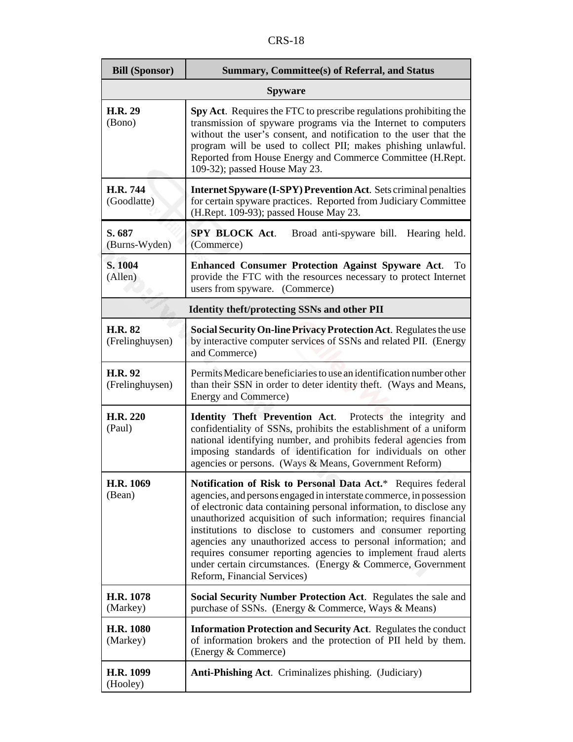| Bill (Sponsor) | Summary, Committee(s) of Referral, and Status |
|---|---|
| **Spyware** | |
| **H.R. 29** (Bono) | **Spy Act**. Requires the FTC to prescribe regulations prohibiting the transmission of spyware programs via the Internet to computers without the user's consent, and notification to the user that the program will be used to collect PII; makes phishing unlawful. Reported from House Energy and Commerce Committee (H.Rept. 109-32); passed House May 23. |
| **H.R. 744** (Goodlatte) | **Internet Spyware (I-SPY) Prevention Act**. Sets criminal penalties for certain spyware practices. Reported from Judiciary Committee (H.Rept. 109-93); passed House May 23. |
| **S. 687** (Burns-Wyden) | **SPY BLOCK Act**. Broad anti-spyware bill. Hearing held. (Commerce) |
| **S. 1004** (Allen) | **Enhanced Consumer Protection Against Spyware Act**. To provide the FTC with the resources necessary to protect Internet users from spyware. (Commerce) |
| **Identity theft/protecting SSNs and other PII** | |
| **H.R. 82** (Frelinghuysen) | **Social Security On-line Privacy Protection Act**. Regulates the use by interactive computer services of SSNs and related PII. (Energy and Commerce) |
| **H.R. 92** (Frelinghuysen) | Permits Medicare beneficiaries to use an identification number other than their SSN in order to deter identity theft. (Ways and Means, Energy and Commerce) |
| **H.R. 220** (Paul) | **Identity Theft Prevention Act**. Protects the integrity and confidentiality of SSNs, prohibits the establishment of a uniform national identifying number, and prohibits federal agencies from imposing standards of identification for individuals on other agencies or persons. (Ways & Means, Government Reform) |
| **H.R. 1069** (Bean) | **Notification of Risk to Personal Data Act.*** Requires federal agencies, and persons engaged in interstate commerce, in possession of electronic data containing personal information, to disclose any unauthorized acquisition of such information; requires financial institutions to disclose to customers and consumer reporting agencies any unauthorized access to personal information; and requires consumer reporting agencies to implement fraud alerts under certain circumstances. (Energy & Commerce, Government Reform, Financial Services) |
| **H.R. 1078** (Markey) | **Social Security Number Protection Act**. Regulates the sale and purchase of SSNs. (Energy & Commerce, Ways & Means) |
| **H.R. 1080** (Markey) | **Information Protection and Security Act**. Regulates the conduct of information brokers and the protection of PII held by them. (Energy & Commerce) |
| **H.R. 1099** (Hooley) | **Anti-Phishing Act**. Criminalizes phishing. (Judiciary) |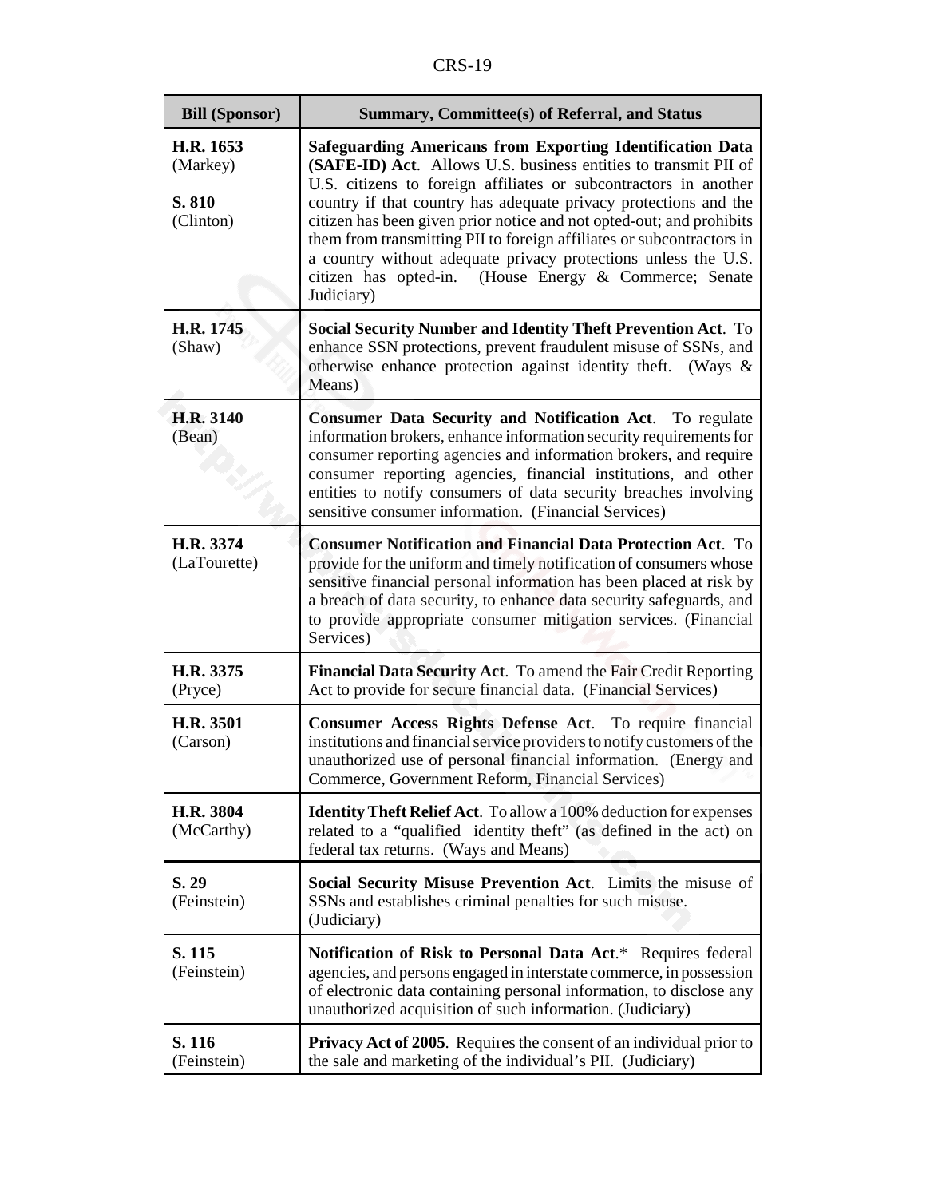| Bill (Sponsor) | Summary, Committee(s) of Referral, and Status |
|---|---|
| **H.R. 1653** (Markey)<br><br>**S. 810** (Clinton) | **Safeguarding Americans from Exporting Identification Data (SAFE-ID) Act**. Allows U.S. business entities to transmit PII of U.S. citizens to foreign affiliates or subcontractors in another country if that country has adequate privacy protections and the citizen has been given prior notice and not opted-out; and prohibits them from transmitting PII to foreign affiliates or subcontractors in a country without adequate privacy protections unless the U.S. citizen has opted-in. (House Energy & Commerce; Senate Judiciary) |
| **H.R. 1745** (Shaw) | **Social Security Number and Identity Theft Prevention Act**. To enhance SSN protections, prevent fraudulent misuse of SSNs, and otherwise enhance protection against identity theft. (Ways & Means) |
| **H.R. 3140** (Bean) | **Consumer Data Security and Notification Act**. To regulate information brokers, enhance information security requirements for consumer reporting agencies and information brokers, and require consumer reporting agencies, financial institutions, and other entities to notify consumers of data security breaches involving sensitive consumer information. (Financial Services) |
| **H.R. 3374** (LaTourette) | **Consumer Notification and Financial Data Protection Act**. To provide for the uniform and timely notification of consumers whose sensitive financial personal information has been placed at risk by a breach of data security, to enhance data security safeguards, and to provide appropriate consumer mitigation services. (Financial Services) |
| **H.R. 3375** (Pryce) | **Financial Data Security Act**. To amend the Fair Credit Reporting Act to provide for secure financial data. (Financial Services) |
| **H.R. 3501** (Carson) | **Consumer Access Rights Defense Act**. To require financial institutions and financial service providers to notify customers of the unauthorized use of personal financial information. (Energy and Commerce, Government Reform, Financial Services) |
| **H.R. 3804** (McCarthy) | **Identity Theft Relief Act**. To allow a 100% deduction for expenses related to a "qualified identity theft" (as defined in the act) on federal tax returns. (Ways and Means) |
| **S. 29** (Feinstein) | **Social Security Misuse Prevention Act**. Limits the misuse of SSNs and establishes criminal penalties for such misuse. (Judiciary) |
| **S. 115** (Feinstein) | **Notification of Risk to Personal Data Act**.* Requires federal agencies, and persons engaged in interstate commerce, in possession of electronic data containing personal information, to disclose any unauthorized acquisition of such information. (Judiciary) |
| **S. 116** (Feinstein) | **Privacy Act of 2005**. Requires the consent of an individual prior to the sale and marketing of the individual's PII. (Judiciary) |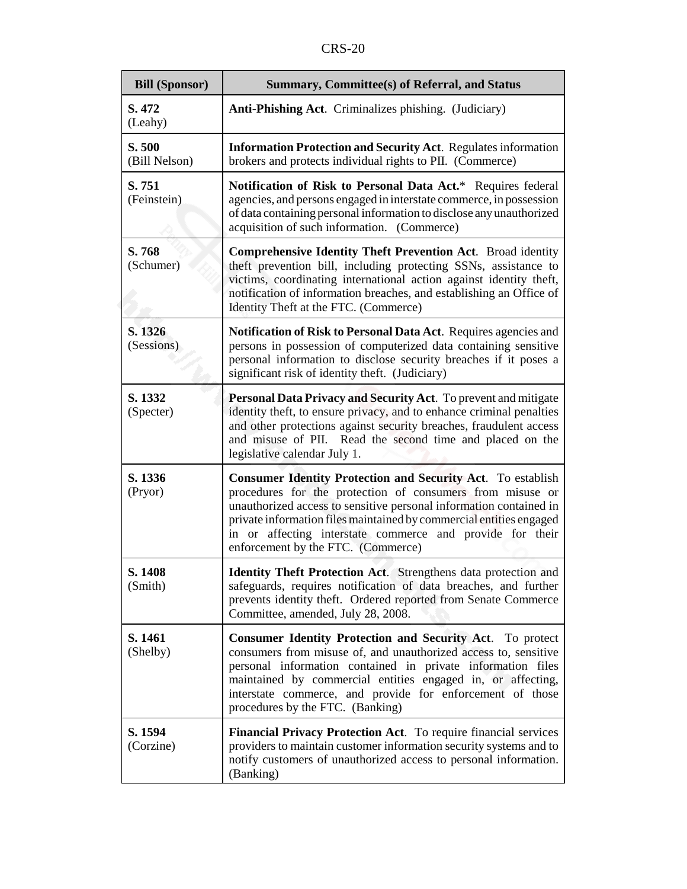| Bill (Sponsor) | Summary, Committee(s) of Referral, and Status |
|---|---|
| **S. 472** (Leahy) | **Anti-Phishing Act**. Criminalizes phishing. (Judiciary) |
| **S. 500** (Bill Nelson) | **Information Protection and Security Act**. Regulates information brokers and protects individual rights to PII. (Commerce) |
| **S. 751** (Feinstein) | **Notification of Risk to Personal Data Act.*** Requires federal agencies, and persons engaged in interstate commerce, in possession of data containing personal information to disclose any unauthorized acquisition of such information. (Commerce) |
| **S. 768** (Schumer) | **Comprehensive Identity Theft Prevention Act**. Broad identity theft prevention bill, including protecting SSNs, assistance to victims, coordinating international action against identity theft, notification of information breaches, and establishing an Office of Identity Theft at the FTC. (Commerce) |
| **S. 1326** (Sessions) | **Notification of Risk to Personal Data Act**. Requires agencies and persons in possession of computerized data containing sensitive personal information to disclose security breaches if it poses a significant risk of identity theft. (Judiciary) |
| **S. 1332** (Specter) | **Personal Data Privacy and Security Act**. To prevent and mitigate identity theft, to ensure privacy, and to enhance criminal penalties and other protections against security breaches, fraudulent access and misuse of PII. Read the second time and placed on the legislative calendar July 1. |
| **S. 1336** (Pryor) | **Consumer Identity Protection and Security Act**. To establish procedures for the protection of consumers from misuse or unauthorized access to sensitive personal information contained in private information files maintained by commercial entities engaged in or affecting interstate commerce and provide for their enforcement by the FTC. (Commerce) |
| **S. 1408** (Smith) | **Identity Theft Protection Act**. Strengthens data protection and safeguards, requires notification of data breaches, and further prevents identity theft. Ordered reported from Senate Commerce Committee, amended, July 28, 2008. |
| **S. 1461** (Shelby) | **Consumer Identity Protection and Security Act**. To protect consumers from misuse of, and unauthorized access to, sensitive personal information contained in private information files maintained by commercial entities engaged in, or affecting, interstate commerce, and provide for enforcement of those procedures by the FTC. (Banking) |
| **S. 1594** (Corzine) | **Financial Privacy Protection Act**. To require financial services providers to maintain customer information security systems and to notify customers of unauthorized access to personal information. (Banking) |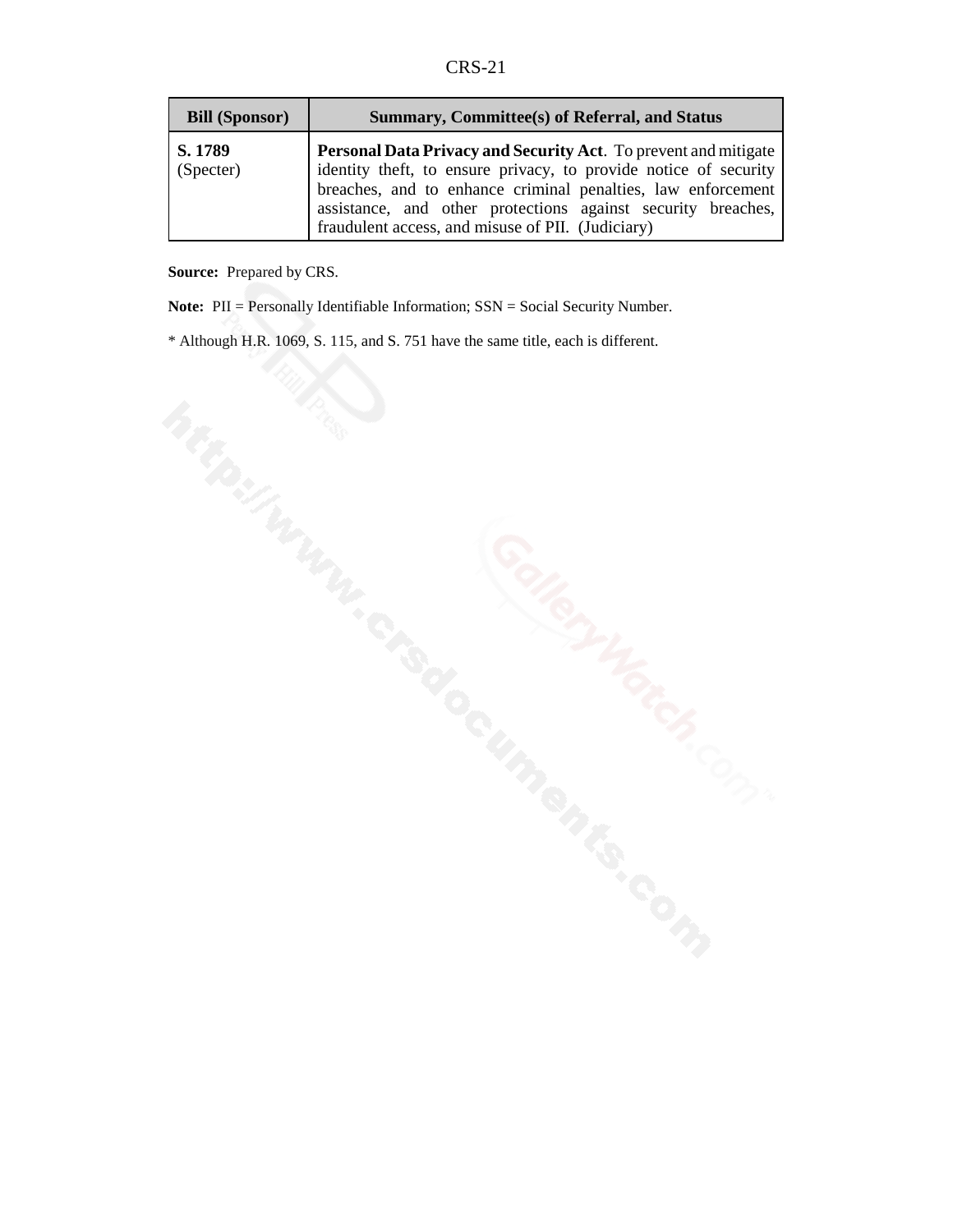| Bill (Sponsor) | Summary, Committee(s) of Referral, and Status |
| --- | --- |
| **S. 1789** (Specter) | **Personal Data Privacy and Security Act**. To prevent and mitigate identity theft, to ensure privacy, to provide notice of security breaches, and to enhance criminal penalties, law enforcement assistance, and other protections against security breaches, fraudulent access, and misuse of PII. (Judiciary) |

**Source:** Prepared by CRS.

**Note:** PII = Personally Identifiable Information; SSN = Social Security Number.

* Although H.R. 1069, S. 115, and S. 751 have the same title, each is different.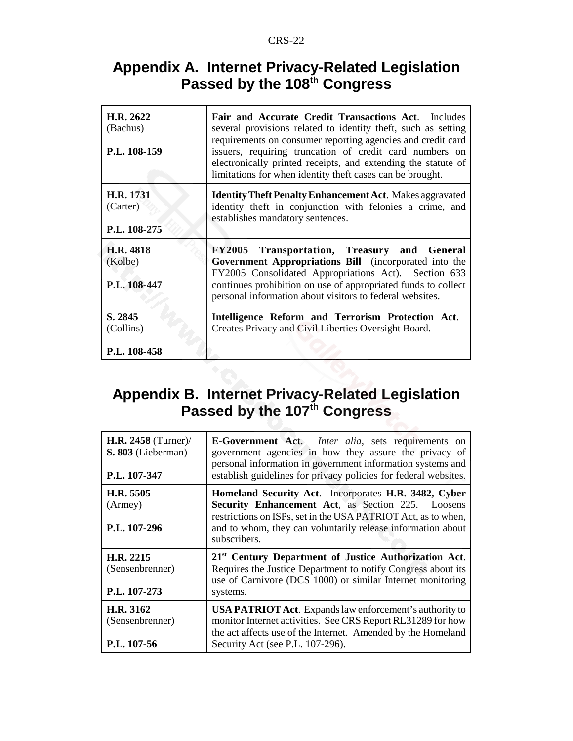## Appendix A. Internet Privacy-Related Legislation Passed by the 108th Congress

| | |
|---|---|
| **H.R. 2622** (Bachus)<br><br>**P.L. 108-159** | **Fair and Accurate Credit Transactions Act**. Includes several provisions related to identity theft, such as setting requirements on consumer reporting agencies and credit card issuers, requiring truncation of credit card numbers on electronically printed receipts, and extending the statute of limitations for when identity theft cases can be brought. |
| **H.R. 1731** (Carter)<br><br>**P.L. 108-275** | **Identity Theft Penalty Enhancement Act**. Makes aggravated identity theft in conjunction with felonies a crime, and establishes mandatory sentences. |
| **H.R. 4818** (Kolbe)<br><br>**P.L. 108-447** | **FY2005 Transportation, Treasury and General Government Appropriations Bill** (incorporated into the FY2005 Consolidated Appropriations Act). Section 633 continues prohibition on use of appropriated funds to collect personal information about visitors to federal websites. |
| **S. 2845** (Collins)<br><br>**P.L. 108-458** | **Intelligence Reform and Terrorism Protection Act**. Creates Privacy and Civil Liberties Oversight Board. |

## Appendix B. Internet Privacy-Related Legislation Passed by the 107th Congress

| | |
|---|---|
| **H.R. 2458** (Turner)/ **S. 803** (Lieberman)<br><br>**P.L. 107-347** | **E-Government Act**. *Inter alia*, sets requirements on government agencies in how they assure the privacy of personal information in government information systems and establish guidelines for privacy policies for federal websites. |
| **H.R. 5505** (Armey)<br><br>**P.L. 107-296** | **Homeland Security Act**. Incorporates **H.R. 3482, Cyber Security Enhancement Act**, as Section 225. Loosens restrictions on ISPs, set in the USA PATRIOT Act, as to when, and to whom, they can voluntarily release information about subscribers. |
| **H.R. 2215** (Sensenbrenner)<br><br>**P.L. 107-273** | **21st Century Department of Justice Authorization Act**. Requires the Justice Department to notify Congress about its use of Carnivore (DCS 1000) or similar Internet monitoring systems. |
| **H.R. 3162** (Sensenbrenner)<br><br>**P.L. 107-56** | **USA PATRIOT Act**. Expands law enforcement's authority to monitor Internet activities. See CRS Report RL31289 for how the act affects use of the Internet. Amended by the Homeland Security Act (see P.L. 107-296). |